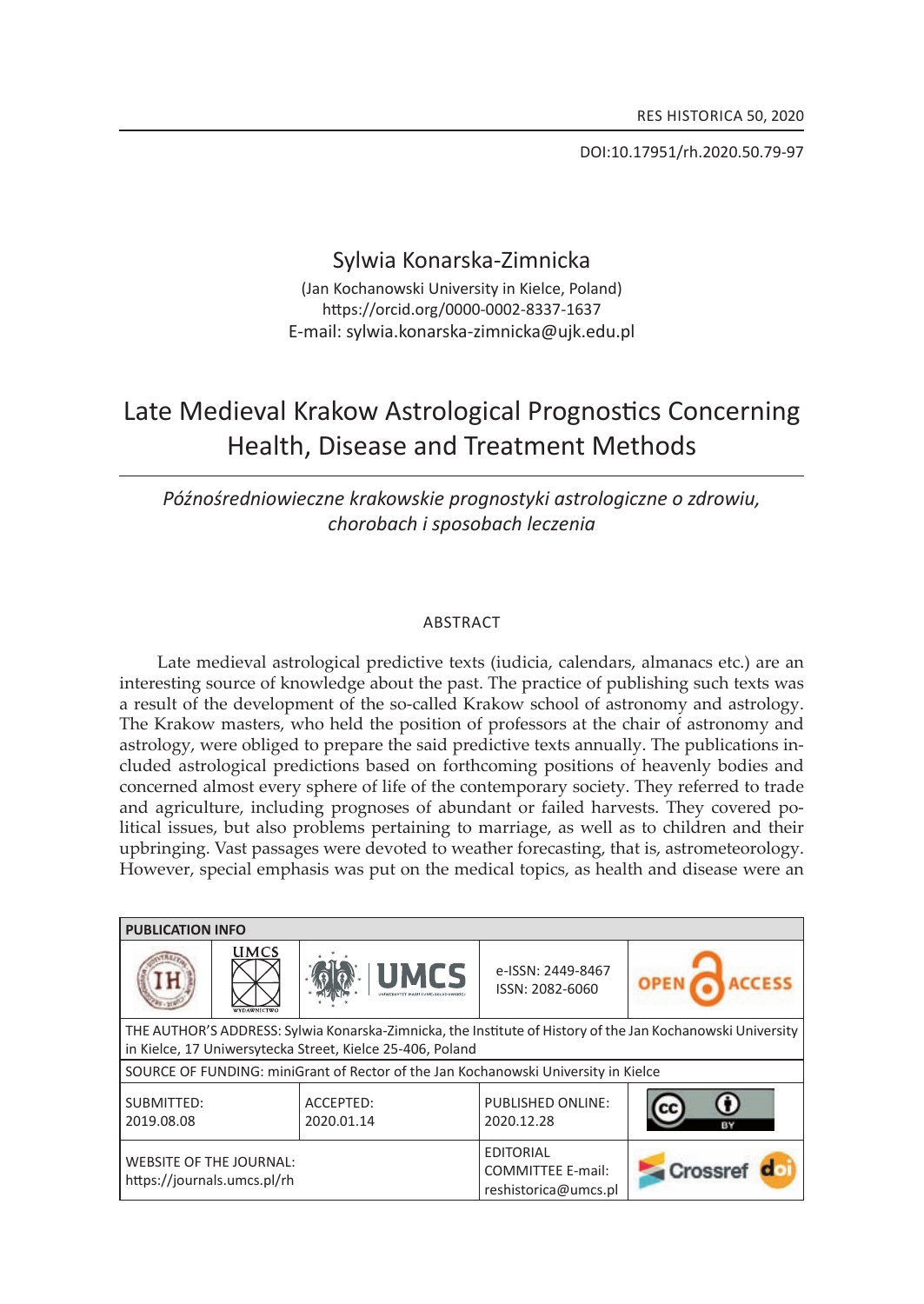DOI:10.17951/rh.2020.50.79-97

Sylwia Konarska-Zimnicka
(Jan Kochanowski University in Kielce, Poland)
https://orcid.org/0000-0002-8337-1637
E-mail: sylwia.konarska-zimnicka@ujk.edu.pl

# Late Medieval Krakow Astrological Prognostics Concerning Health, Disease and Treatment Methods

*Późnośredniowieczne krakowskie prognostyki astrologiczne o zdrowiu, chorobach i sposobach leczenia*

## ABSTRACT

Late medieval astrological predictive texts (iudicia, calendars, almanacs etc.) are an interesting source of knowledge about the past. The practice of publishing such texts was a result of the development of the so-called Krakow school of astronomy and astrology. The Krakow masters, who held the position of professors at the chair of astronomy and astrology, were obliged to prepare the said predictive texts annually. The publications included astrological predictions based on forthcoming positions of heavenly bodies and concerned almost every sphere of life of the contemporary society. They referred to trade and agriculture, including prognoses of abundant or failed harvests. They covered political issues, but also problems pertaining to marriage, as well as to children and their upbringing. Vast passages were devoted to weather forecasting, that is, astrometeorology. However, special emphasis was put on the medical topics, as health and disease were an

| PUBLICATION INFO | | | | |
|---|---|---|---|---|
| | | | e-ISSN: 2449-8467<br>ISSN: 2082-6060 | OPEN ACCESS |
| THE AUTHOR'S ADDRESS: Sylwia Konarska-Zimnicka, the Institute of History of the Jan Kochanowski University in Kielce, 17 Uniwersytecka Street, Kielce 25-406, Poland | | | | |
| SOURCE OF FUNDING: miniGrant of Rector of the Jan Kochanowski University in Kielce | | | | |
| SUBMITTED:<br>2019.08.08 | | ACCEPTED:<br>2020.01.14 | PUBLISHED ONLINE:<br>2020.12.28 | |
| WEBSITE OF THE JOURNAL:<br>https://journals.umcs.pl/rh | | | EDITORIAL COMMITTEE E-mail:<br>reshistorica@umcs.pl | Crossref |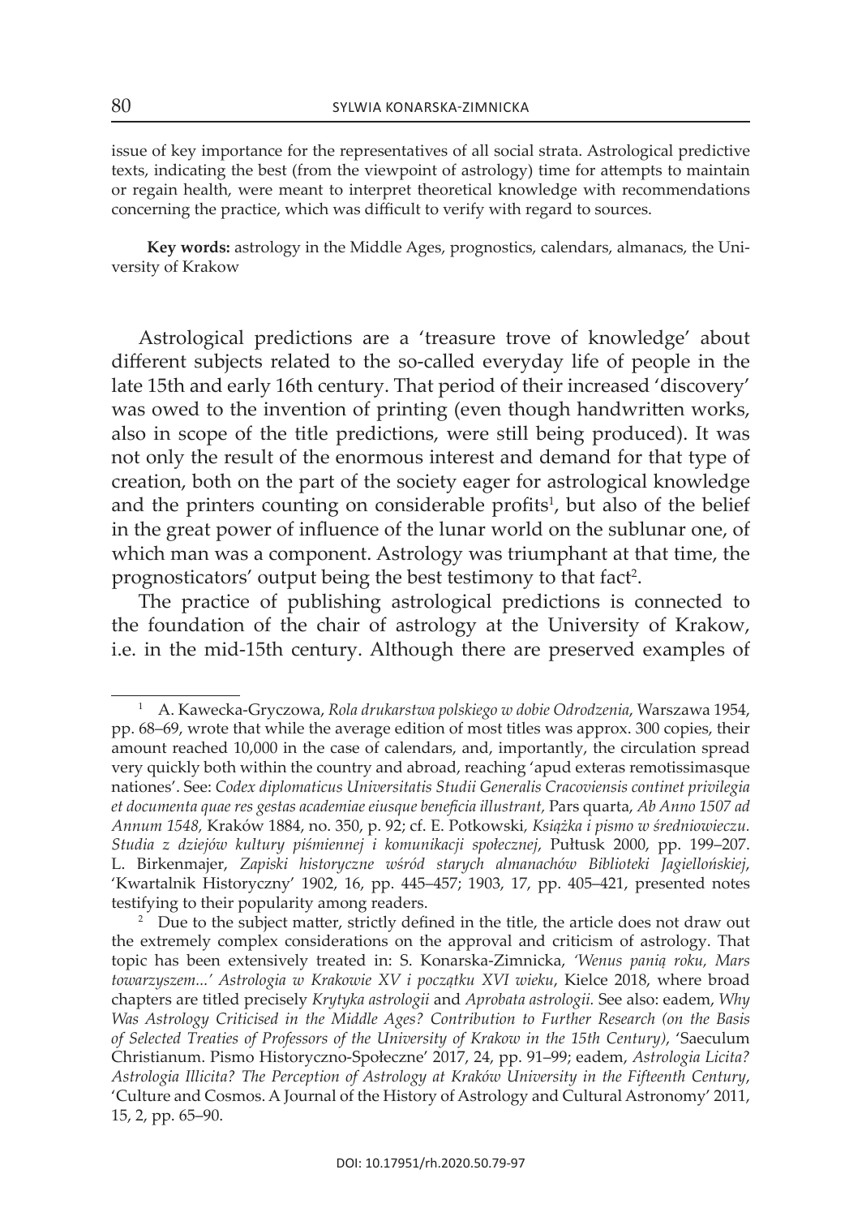issue of key importance for the representatives of all social strata. Astrological predictive texts, indicating the best (from the viewpoint of astrology) time for attempts to maintain or regain health, were meant to interpret theoretical knowledge with recommendations concerning the practice, which was difficult to verify with regard to sources.

**Key words:** astrology in the Middle Ages, prognostics, calendars, almanacs, the University of Krakow

Astrological predictions are a 'treasure trove of knowledge' about different subjects related to the so-called everyday life of people in the late 15th and early 16th century. That period of their increased 'discovery' was owed to the invention of printing (even though handwritten works, also in scope of the title predictions, were still being produced). It was not only the result of the enormous interest and demand for that type of creation, both on the part of the society eager for astrological knowledge and the printers counting on considerable profits[1], but also of the belief in the great power of influence of the lunar world on the sublunar one, of which man was a component. Astrology was triumphant at that time, the prognosticators' output being the best testimony to that fact[2].

The practice of publishing astrological predictions is connected to the foundation of the chair of astrology at the University of Krakow, i.e. in the mid-15th century. Although there are preserved examples of

---

[1] A. Kawecka-Gryczowa, *Rola drukarstwa polskiego w dobie Odrodzenia*, Warszawa 1954, pp. 68–69, wrote that while the average edition of most titles was approx. 300 copies, their amount reached 10,000 in the case of calendars, and, importantly, the circulation spread very quickly both within the country and abroad, reaching 'apud exteras remotissimasque nationes'. See: *Codex diplomaticus Universitatis Studii Generalis Cracoviensis continet privilegia et documenta quae res gestas academiae eiusque beneficia illustrant,* Pars quarta, *Ab Anno 1507 ad Annum 1548,* Kraków 1884, no. 350, p. 92; cf. E. Potkowski, *Książka i pismo w średniowieczu. Studia z dziejów kultury piśmiennej i komunikacji społecznej*, Pułtusk 2000, pp. 199–207. L. Birkenmajer, *Zapiski historyczne wśród starych almanachów Biblioteki Jagiellońskiej*, 'Kwartalnik Historyczny' 1902, 16, pp. 445–457; 1903, 17, pp. 405–421, presented notes testifying to their popularity among readers.

[2] Due to the subject matter, strictly defined in the title, the article does not draw out the extremely complex considerations on the approval and criticism of astrology. That topic has been extensively treated in: S. Konarska-Zimnicka, *'Wenus panią roku, Mars towarzyszem...' Astrologia w Krakowie XV i początku XVI wieku*, Kielce 2018, where broad chapters are titled precisely *Krytyka astrologii* and *Aprobata astrologii.* See also: eadem, *Why Was Astrology Criticised in the Middle Ages? Contribution to Further Research (on the Basis of Selected Treaties of Professors of the University of Krakow in the 15th Century)*, 'Saeculum Christianum. Pismo Historyczno-Społeczne' 2017, 24, pp. 91–99; eadem, *Astrologia Licita? Astrologia Illicita? The Perception of Astrology at Kraków University in the Fifteenth Century*, 'Culture and Cosmos. A Journal of the History of Astrology and Cultural Astronomy' 2011, 15, 2, pp. 65–90.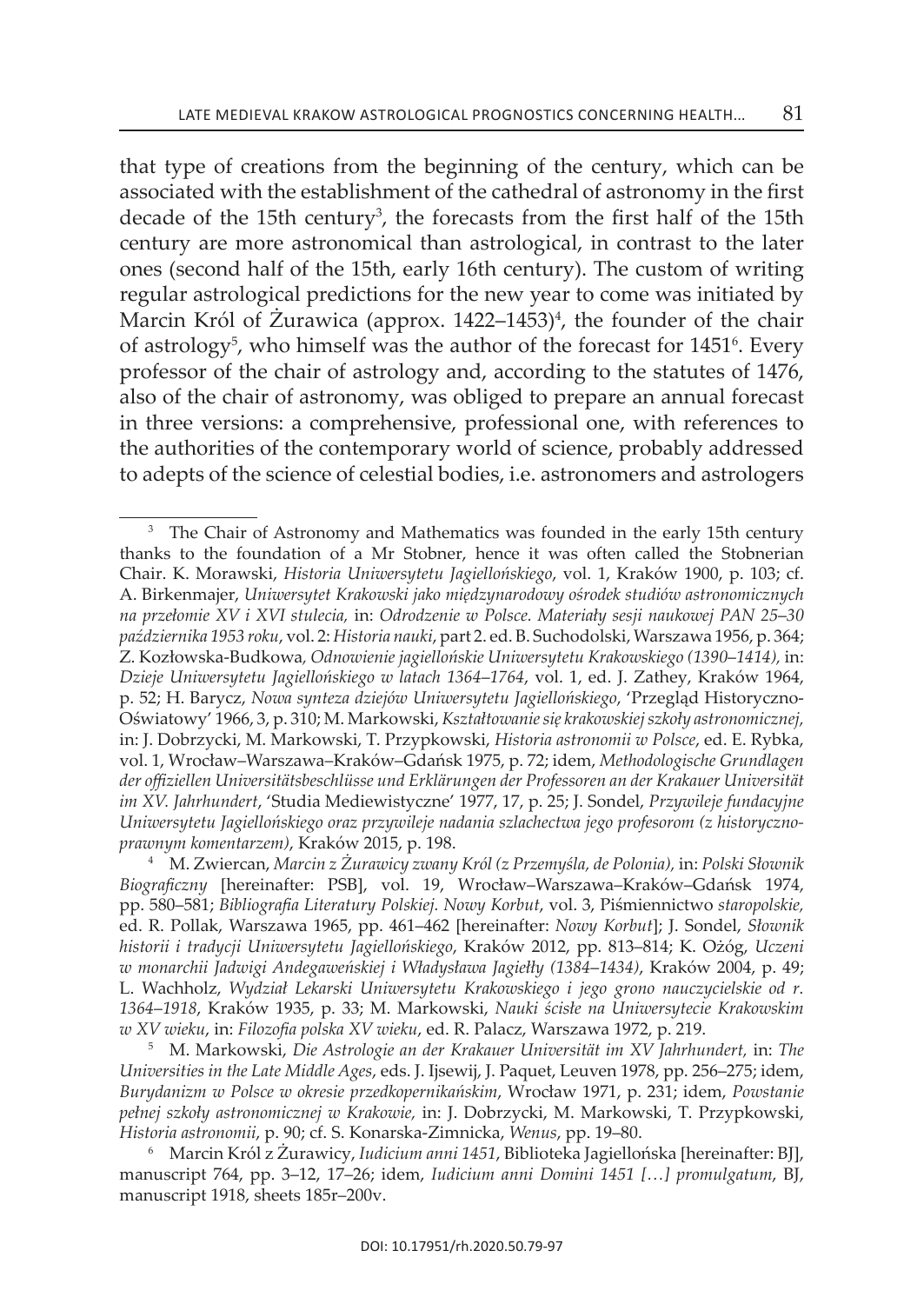that type of creations from the beginning of the century, which can be associated with the establishment of the cathedral of astronomy in the first decade of the 15th century[3], the forecasts from the first half of the 15th century are more astronomical than astrological, in contrast to the later ones (second half of the 15th, early 16th century). The custom of writing regular astrological predictions for the new year to come was initiated by Marcin Król of Żurawica (approx. 1422–1453)[4], the founder of the chair of astrology[5], who himself was the author of the forecast for 1451[6]. Every professor of the chair of astrology and, according to the statutes of 1476, also of the chair of astronomy, was obliged to prepare an annual forecast in three versions: a comprehensive, professional one, with references to the authorities of the contemporary world of science, probably addressed to adepts of the science of celestial bodies, i.e. astronomers and astrologers

---

[3] The Chair of Astronomy and Mathematics was founded in the early 15th century thanks to the foundation of a Mr Stobner, hence it was often called the Stobnerian Chair. K. Morawski, *Historia Uniwersytetu Jagiellońskiego*, vol. 1, Kraków 1900, p. 103; cf. A. Birkenmajer, *Uniwersytet Krakowski jako międzynarodowy ośrodek studiów astronomicznych na przełomie XV i XVI stulecia,* in: *Odrodzenie w Polsce. Materiały sesji naukowej PAN 25–30 października 1953 roku*, vol. 2: *Historia nauki*, part 2. ed. B. Suchodolski, Warszawa 1956, p. 364; Z. Kozłowska-Budkowa, *Odnowienie jagiellońskie Uniwersytetu Krakowskiego (1390–1414),* in: *Dzieje Uniwersytetu Jagiellońskiego w latach 1364–1764*, vol. 1, ed. J. Zathey, Kraków 1964, p. 52; H. Barycz, *Nowa synteza dziejów Uniwersytetu Jagiellońskiego*, 'Przegląd Historyczno-Oświatowy' 1966, 3, p. 310; M. Markowski, *Kształtowanie się krakowskiej szkoły astronomicznej,* in: J. Dobrzycki, M. Markowski, T. Przypkowski, *Historia astronomii w Polsce*, ed. E. Rybka, vol. 1, Wrocław–Warszawa–Kraków–Gdańsk 1975, p. 72; idem, *Methodologische Grundlagen der offiziellen Universitätsbeschlüsse und Erklärungen der Professoren an der Krakauer Universität im XV. Jahrhundert*, 'Studia Mediewistyczne' 1977, 17, p. 25; J. Sondel, *Przywileje fundacyjne Uniwersytetu Jagiellońskiego oraz przywileje nadania szlachectwa jego profesorom (z historyczno-prawnym komentarzem)*, Kraków 2015, p. 198.

[4] M. Zwiercan, *Marcin z Żurawicy zwany Król (z Przemyśla, de Polonia),* in: *Polski Słownik Biograficzny* [hereinafter: PSB], vol. 19, Wrocław–Warszawa–Kraków–Gdańsk 1974, pp. 580–581; *Bibliografia Literatury Polskiej. Nowy Korbut*, vol. 3, Piśmiennictwo *staropolskie,* ed. R. Pollak, Warszawa 1965, pp. 461–462 [hereinafter: *Nowy Korbut*]; J. Sondel, *Słownik historii i tradycji Uniwersytetu Jagiellońskiego*, Kraków 2012, pp. 813–814; K. Ożóg, *Uczeni w monarchii Jadwigi Andegaweńskiej i Władysława Jagiełły (1384–1434)*, Kraków 2004, p. 49; L. Wachholz, *Wydział Lekarski Uniwersytetu Krakowskiego i jego grono nauczycielskie od r. 1364–1918*, Kraków 1935, p. 33; M. Markowski, *Nauki ścisłe na Uniwersytecie Krakowskim w XV wieku*, in: *Filozofia polska XV wieku*, ed. R. Palacz, Warszawa 1972, p. 219.

[5] M. Markowski, *Die Astrologie an der Krakauer Universität im XV Jahrhundert,* in: *The Universities in the Late Middle Ages*, eds. J. Ijsewij, J. Paquet, Leuven 1978, pp. 256–275; idem, *Burydanizm w Polsce w okresie przedkopernikańskim*, Wrocław 1971, p. 231; idem, *Powstanie pełnej szkoły astronomicznej w Krakowie,* in: J. Dobrzycki, M. Markowski, T. Przypkowski, *Historia astronomii*, p. 90; cf. S. Konarska-Zimnicka, *Wenus*, pp. 19–80.

[6] Marcin Król z Żurawicy, *Iudicium anni 1451*, Biblioteka Jagiellońska [hereinafter: BJ], manuscript 764, pp. 3–12, 17–26; idem, *Iudicium anni Domini 1451 […] promulgatum,* BJ, manuscript 1918, sheets 185r–200v.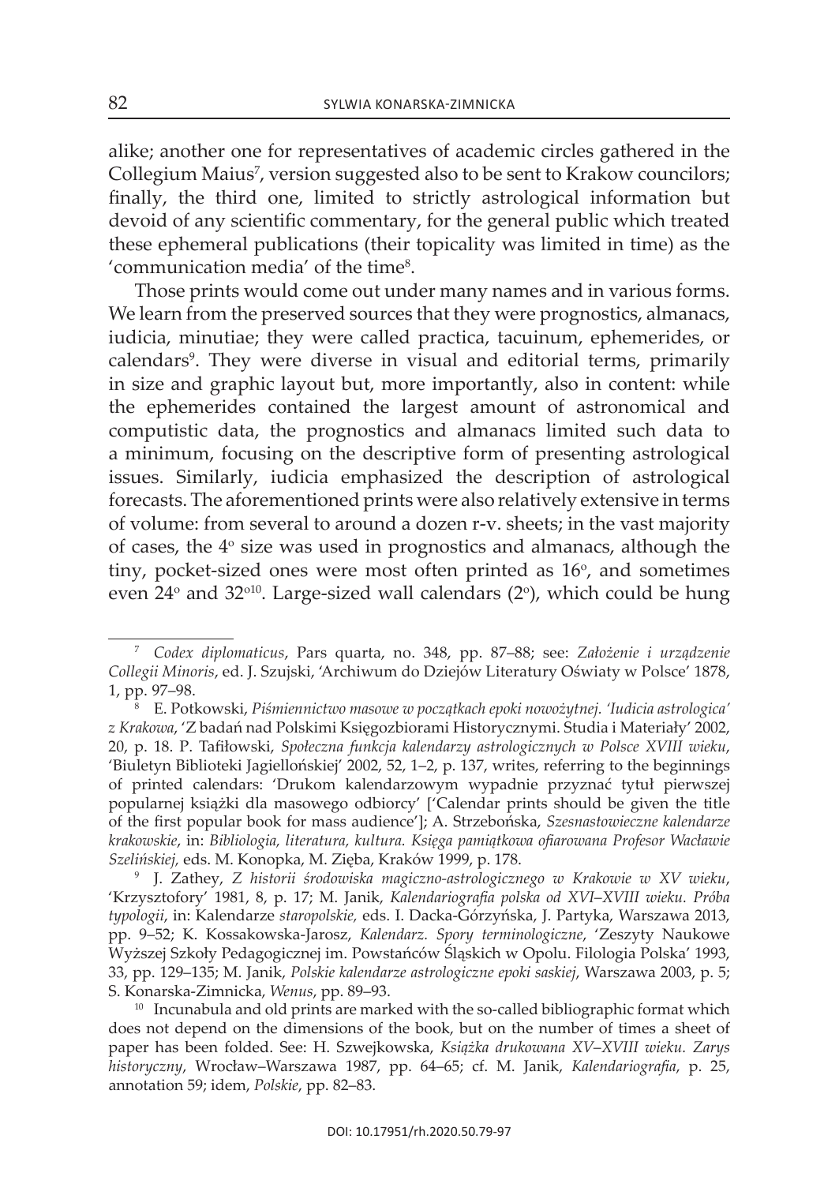alike; another one for representatives of academic circles gathered in the Collegium Maius[7], version suggested also to be sent to Krakow councilors; finally, the third one, limited to strictly astrological information but devoid of any scientific commentary, for the general public which treated these ephemeral publications (their topicality was limited in time) as the 'communication media' of the time[8].

Those prints would come out under many names and in various forms. We learn from the preserved sources that they were prognostics, almanacs, iudicia, minutiae; they were called practica, tacuinum, ephemerides, or calendars[9]. They were diverse in visual and editorial terms, primarily in size and graphic layout but, more importantly, also in content: while the ephemerides contained the largest amount of astronomical and computistic data, the prognostics and almanacs limited such data to a minimum, focusing on the descriptive form of presenting astrological issues. Similarly, iudicia emphasized the description of astrological forecasts. The aforementioned prints were also relatively extensive in terms of volume: from several to around a dozen r-v. sheets; in the vast majority of cases, the 4º size was used in prognostics and almanacs, although the tiny, pocket-sized ones were most often printed as 16º, and sometimes even 24º and 32º[10]. Large-sized wall calendars (2º), which could be hung

---

[7] *Codex diplomaticus*, Pars quarta, no. 348, pp. 87–88; see: *Założenie i urządzenie Collegii Minoris*, ed. J. Szujski, 'Archiwum do Dziejów Literatury Oświaty w Polsce' 1878, 1, pp. 97–98.

[8] E. Potkowski, *Piśmiennictwo masowe w początkach epoki nowożytnej. 'Iudicia astrologica' z Krakowa*, 'Z badań nad Polskimi Księgozbiorami Historycznymi. Studia i Materiały' 2002, 20, p. 18. P. Tafiłowski, *Społeczna funkcja kalendarzy astrologicznych w Polsce XVIII wieku*, 'Biuletyn Biblioteki Jagiellońskiej' 2002, 52, 1–2, p. 137, writes, referring to the beginnings of printed calendars: 'Drukom kalendarzowym wypadnie przyznać tytuł pierwszej popularnej książki dla masowego odbiorcy' ['Calendar prints should be given the title of the first popular book for mass audience']; A. Strzebońska, *Szesnastowieczne kalendarze krakowskie*, in: *Bibliologia, literatura, kultura. Księga pamiątkowa ofiarowana Profesor Wacławie Szelińskiej,* eds. M. Konopka, M. Zięba, Kraków 1999, p. 178.

[9] J. Zathey, *Z historii środowiska magiczno-astrologicznego w Krakowie w XV wieku*, 'Krzysztofory' 1981, 8, p. 17; M. Janik, *Kalendariografia polska od XVI–XVIII wieku. Próba typologii*, in: Kalendarze *staropolskie,* eds. I. Dacka-Górzyńska, J. Partyka, Warszawa 2013, pp. 9–52; K. Kossakowska-Jarosz, *Kalendarz. Spory terminologiczne*, 'Zeszyty Naukowe Wyższej Szkoły Pedagogicznej im. Powstańców Śląskich w Opolu. Filologia Polska' 1993, 33, pp. 129–135; M. Janik, *Polskie kalendarze astrologiczne epoki saskiej*, Warszawa 2003, p. 5; S. Konarska-Zimnicka, *Wenus*, pp. 89–93.

[10] Incunabula and old prints are marked with the so-called bibliographic format which does not depend on the dimensions of the book, but on the number of times a sheet of paper has been folded. See: H. Szwejkowska, *Książka drukowana XV–XVIII wieku. Zarys historyczny*, Wrocław–Warszawa 1987, pp. 64–65; cf. M. Janik, *Kalendariografia*, p. 25, annotation 59; idem, *Polskie*, pp. 82–83.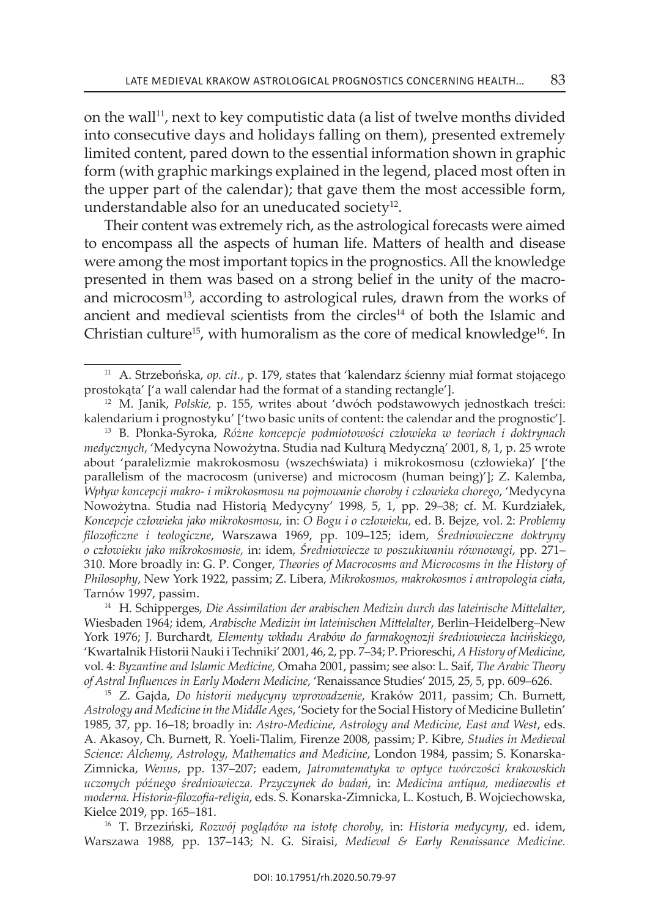on the wall[11], next to key computistic data (a list of twelve months divided into consecutive days and holidays falling on them), presented extremely limited content, pared down to the essential information shown in graphic form (with graphic markings explained in the legend, placed most often in the upper part of the calendar); that gave them the most accessible form, understandable also for an uneducated society[12].

Their content was extremely rich, as the astrological forecasts were aimed to encompass all the aspects of human life. Matters of health and disease were among the most important topics in the prognostics. All the knowledge presented in them was based on a strong belief in the unity of the macro- and microcosm[13], according to astrological rules, drawn from the works of ancient and medieval scientists from the circles[14] of both the Islamic and Christian culture[15], with humoralism as the core of medical knowledge[16]. In

---

[11] A. Strzebońska, *op. cit.*, p. 179, states that 'kalendarz ścienny miał format stojącego prostokąta' ['a wall calendar had the format of a standing rectangle'].

[12] M. Janik, *Polskie,* p. 155, writes about 'dwóch podstawowych jednostkach treści: kalendarium i prognostyku' ['two basic units of content: the calendar and the prognostic'].

[13] B. Płonka-Syroka, *Różne koncepcje podmiotowości człowieka w teoriach i doktrynach medycznych*, 'Medycyna Nowożytna. Studia nad Kulturą Medyczną' 2001, 8, 1, p. 25 wrote about 'paralelizmie makrokosmosu (wszechświata) i mikrokosmosu (człowieka)' ['the parallelism of the macrocosm (universe) and microcosm (human being)']; Z. Kalemba, *Wpływ koncepcji makro- i mikrokosmosu na pojmowanie choroby i człowieka chorego*, 'Medycyna Nowożytna. Studia nad Historią Medycyny' 1998, 5, 1, pp. 29–38; cf. M. Kurdziałek, *Koncepcje człowieka jako mikrokosmosu,* in: *O Bogu i o człowieku,* ed. B. Bejze, vol. 2: *Problemy filozoficzne i teologiczne*, Warszawa 1969, pp. 109–125; idem, *Średniowieczne doktryny o człowieku jako mikrokosmosie,* in: idem, *Średniowiecze w poszukiwaniu równowagi*, pp. 271–310. More broadly in: G. P. Conger, *Theories of Macrocosms and Microcosms in the History of Philosophy*, New York 1922, passim; Z. Libera*, Mikrokosmos, makrokosmos i antropologia ciała*, Tarnów 1997, passim.

[14] H. Schipperges, *Die Assimilation der arabischen Medizin durch das lateinische Mittelalter*, Wiesbaden 1964; idem, *Arabische Medizin im lateinischen Mittelalter*, Berlin–Heidelberg–New York 1976; J. Burchardt, *Elementy wkładu Arabów do farmakognozji średniowiecza łacińskiego*, 'Kwartalnik Historii Nauki i Techniki' 2001, 46, 2, pp. 7–34; P. Prioreschi, *A History of Medicine,* vol. 4: *Byzantine and Islamic Medicine,* Omaha 2001, passim; see also: L. Saif, *The Arabic Theory of Astral Influences in Early Modern Medicine*, 'Renaissance Studies' 2015, 25, 5, pp. 609–626.

[15] Z. Gajda, *Do historii medycyny wprowadzenie*, Kraków 2011, passim; Ch. Burnett, *Astrology and Medicine in the Middle Ages*, 'Society for the Social History of Medicine Bulletin' 1985, 37, pp. 16–18; broadly in: *Astro-Medicine, Astrology and Medicine, East and West*, eds. A. Akasoy, Ch. Burnett, R. Yoeli-Tlalim, Firenze 2008, passim; P. Kibre, *Studies in Medieval Science: Alchemy, Astrology, Mathematics and Medicine*, London 1984, passim; S. Konarska-Zimnicka, *Wenus*, pp. 137–207; eadem, *Jatromatematyka w optyce twórczości krakowskich uczonych późnego średniowiecza. Przyczynek do badań*, in: *Medicina antiqua, mediaevalis et moderna. Historia-filozofia-religia*, eds. S. Konarska-Zimnicka, L. Kostuch, B. Wojciechowska, Kielce 2019, pp. 165–181.

[16] T. Brzeziński, *Rozwój poglądów na istotę choroby,* in: *Historia medycyny*, ed. idem, Warszawa 1988, pp. 137–143; N. G. Siraisi, *Medieval & Early Renaissance Medicine.*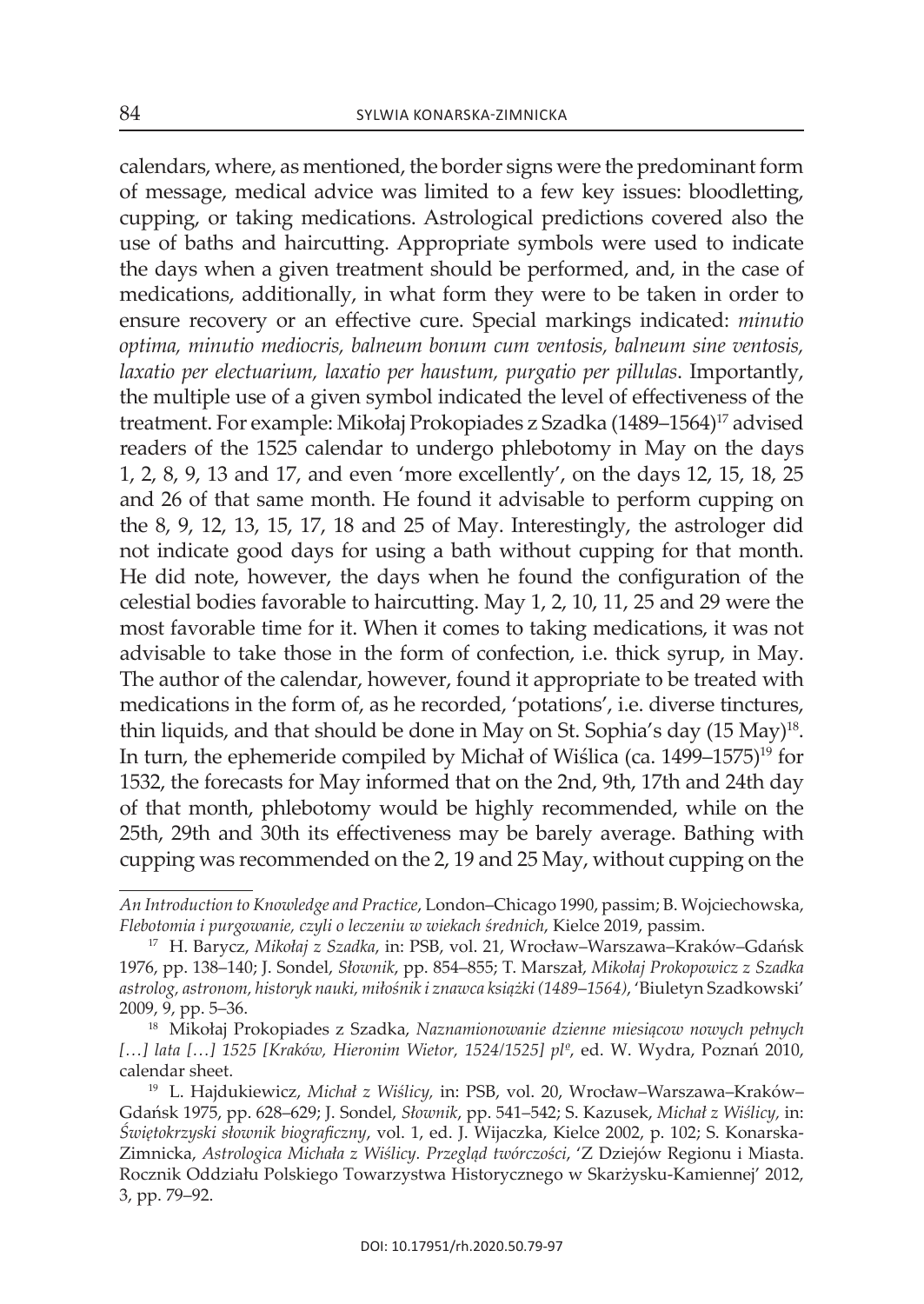calendars, where, as mentioned, the border signs were the predominant form of message, medical advice was limited to a few key issues: bloodletting, cupping, or taking medications. Astrological predictions covered also the use of baths and haircutting. Appropriate symbols were used to indicate the days when a given treatment should be performed, and, in the case of medications, additionally, in what form they were to be taken in order to ensure recovery or an effective cure. Special markings indicated: *minutio optima, minutio mediocris, balneum bonum cum ventosis, balneum sine ventosis, laxatio per electuarium, laxatio per haustum, purgatio per pillulas*. Importantly, the multiple use of a given symbol indicated the level of effectiveness of the treatment. For example: Mikołaj Prokopiades z Szadka (1489–1564)[17] advised readers of the 1525 calendar to undergo phlebotomy in May on the days 1, 2, 8, 9, 13 and 17, and even 'more excellently', on the days 12, 15, 18, 25 and 26 of that same month. He found it advisable to perform cupping on the 8, 9, 12, 13, 15, 17, 18 and 25 of May. Interestingly, the astrologer did not indicate good days for using a bath without cupping for that month. He did note, however, the days when he found the configuration of the celestial bodies favorable to haircutting. May 1, 2, 10, 11, 25 and 29 were the most favorable time for it. When it comes to taking medications, it was not advisable to take those in the form of confection, i.e. thick syrup, in May. The author of the calendar, however, found it appropriate to be treated with medications in the form of, as he recorded, 'potations', i.e. diverse tinctures, thin liquids, and that should be done in May on St. Sophia's day (15 May)[18]. In turn, the ephemeride compiled by Michał of Wiślica (ca. 1499–1575)[19] for 1532, the forecasts for May informed that on the 2nd, 9th, 17th and 24th day of that month, phlebotomy would be highly recommended, while on the 25th, 29th and 30th its effectiveness may be barely average. Bathing with cupping was recommended on the 2, 19 and 25 May, without cupping on the

---

*An Introduction to Knowledge and Practice*, London–Chicago 1990, passim; B. Wojciechowska, *Flebotomia i purgowanie, czyli o leczeniu w wiekach średnich*, Kielce 2019, passim.

[17] H. Barycz, *Mikołaj z Szadka*, in: PSB, vol. 21, Wrocław–Warszawa–Kraków–Gdańsk 1976, pp. 138–140; J. Sondel, *Słownik*, pp. 854–855; T. Marszał, *Mikołaj Prokopowicz z Szadka astrolog, astronom, historyk nauki, miłośnik i znawca książki (1489–1564)*, 'Biuletyn Szadkowski' 2009, 9, pp. 5–36.

[18] Mikołaj Prokopiades z Szadka, *Naznamionowanie dzienne miesiącow nowych pełnych […] lata […] 1525 [Kraków, Hieronim Wietor, 1524/1525] pl°*, ed. W. Wydra, Poznań 2010, calendar sheet.

[19] L. Hajdukiewicz, *Michał z Wiślicy*, in: PSB, vol. 20, Wrocław–Warszawa–Kraków–Gdańsk 1975, pp. 628–629; J. Sondel, *Słownik*, pp. 541–542; S. Kazusek, *Michał z Wiślicy*, in: *Świętokrzyski słownik biograficzny*, vol. 1, ed. J. Wijaczka, Kielce 2002, p. 102; S. Konarska-Zimnicka, *Astrologica Michała z Wiślicy. Przegląd twórczości*, 'Z Dziejów Regionu i Miasta. Rocznik Oddziału Polskiego Towarzystwa Historycznego w Skarżysku-Kamiennej' 2012, 3, pp. 79–92.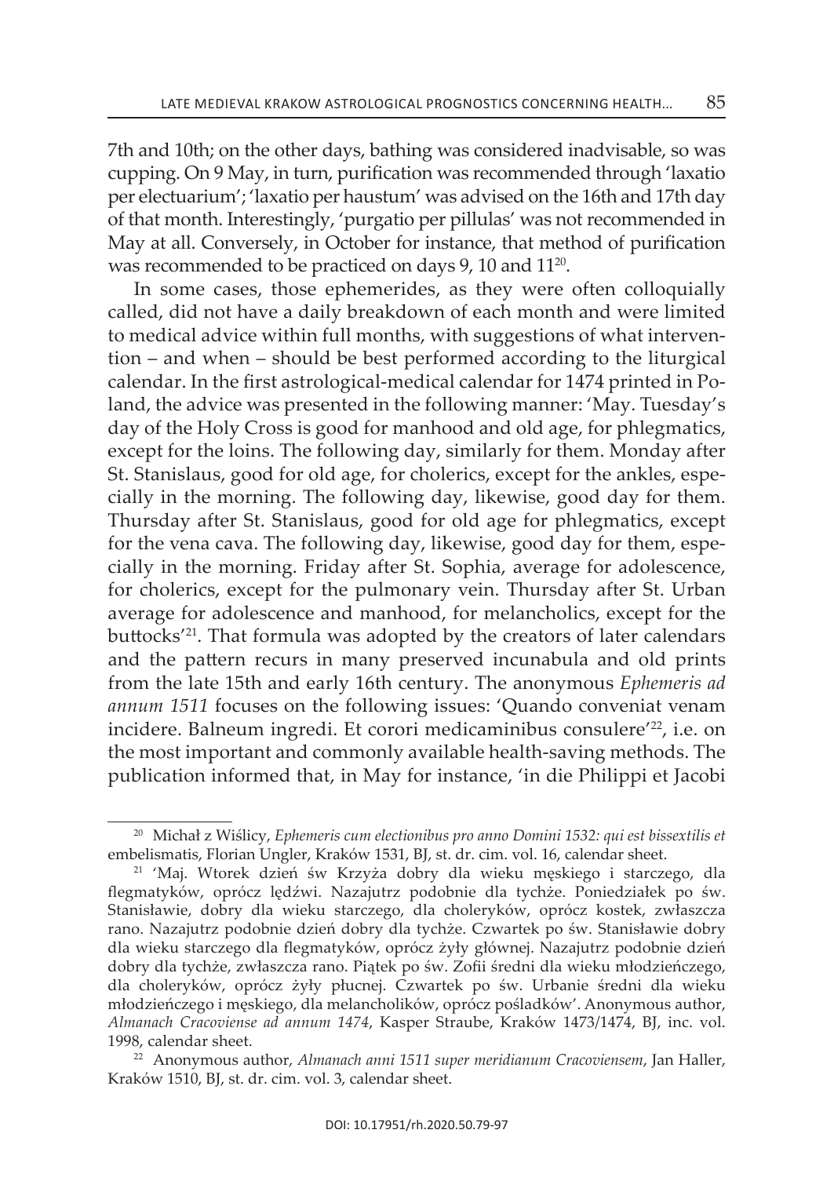7th and 10th; on the other days, bathing was considered inadvisable, so was cupping. On 9 May, in turn, purification was recommended through 'laxatio per electuarium'; 'laxatio per haustum' was advised on the 16th and 17th day of that month. Interestingly, 'purgatio per pillulas' was not recommended in May at all. Conversely, in October for instance, that method of purification was recommended to be practiced on days 9, 10 and 11[20].

In some cases, those ephemerides, as they were often colloquially called, did not have a daily breakdown of each month and were limited to medical advice within full months, with suggestions of what intervention – and when – should be best performed according to the liturgical calendar. In the first astrological-medical calendar for 1474 printed in Poland, the advice was presented in the following manner: 'May. Tuesday's day of the Holy Cross is good for manhood and old age, for phlegmatics, except for the loins. The following day, similarly for them. Monday after St. Stanislaus, good for old age, for cholerics, except for the ankles, especially in the morning. The following day, likewise, good day for them. Thursday after St. Stanislaus, good for old age for phlegmatics, except for the vena cava. The following day, likewise, good day for them, especially in the morning. Friday after St. Sophia, average for adolescence, for cholerics, except for the pulmonary vein. Thursday after St. Urban average for adolescence and manhood, for melancholics, except for the buttocks'[21]. That formula was adopted by the creators of later calendars and the pattern recurs in many preserved incunabula and old prints from the late 15th and early 16th century. The anonymous *Ephemeris ad annum 1511* focuses on the following issues: 'Quando conveniat venam incidere. Balneum ingredi. Et corori medicaminibus consulere'[22], i.e. on the most important and commonly available health-saving methods. The publication informed that, in May for instance, 'in die Philippi et Jacobi

---

[20] Michał z Wiślicy, *Ephemeris cum electionibus pro anno Domini 1532: qui est bissextilis et* embelismatis, Florian Ungler, Kraków 1531, BJ, st. dr. cim. vol. 16, calendar sheet.

[21] 'Maj. Wtorek dzień św Krzyża dobry dla wieku męskiego i starczego, dla flegmatyków, oprócz lędźwi. Nazajutrz podobnie dla tychże. Poniedziałek po św. Stanisławie, dobry dla wieku starczego, dla choleryków, oprócz kostek, zwłaszcza rano. Nazajutrz podobnie dzień dobry dla tychże. Czwartek po św. Stanisławie dobry dla wieku starczego dla flegmatyków, oprócz żyły głównej. Nazajutrz podobnie dzień dobry dla tychże, zwłaszcza rano. Piątek po św. Zofii średni dla wieku młodzieńczego, dla choleryków, oprócz żyły płucnej. Czwartek po św. Urbanie średni dla wieku młodzieńczego i męskiego, dla melancholików, oprócz pośladków'. Anonymous author, *Almanach Cracoviense ad annum 1474*, Kasper Straube, Kraków 1473/1474, BJ, inc. vol. 1998, calendar sheet.

[22] Anonymous author, *Almanach anni 1511 super meridianum Cracoviensem*, Jan Haller, Kraków 1510, BJ, st. dr. cim. vol. 3, calendar sheet.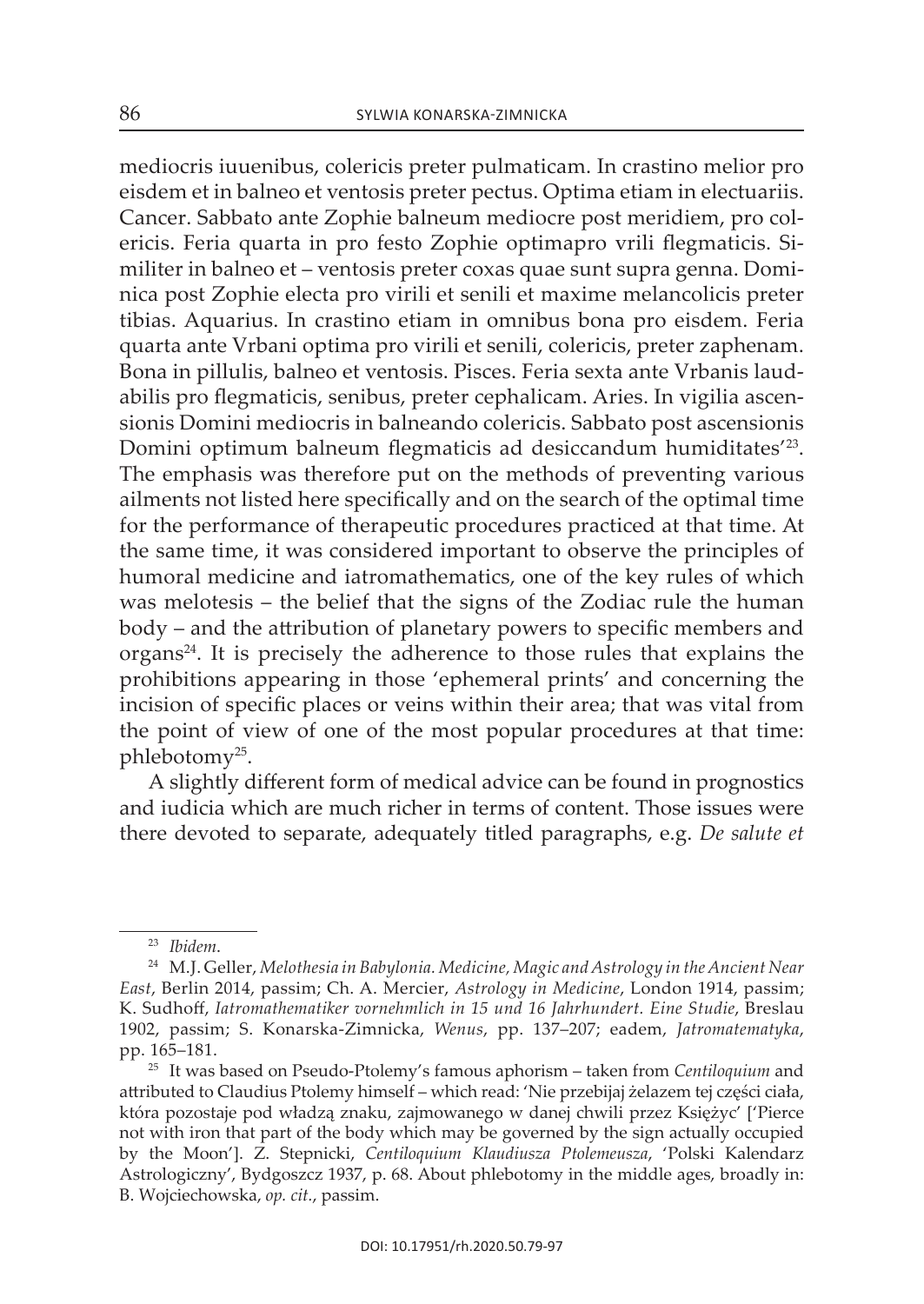mediocris iuuenibus, colericis preter pulmaticam. In crastino melior pro eisdem et in balneo et ventosis preter pectus. Optima etiam in electuariis. Cancer. Sabbato ante Zophie balneum mediocre post meridiem, pro colericis. Feria quarta in pro festo Zophie optimapro vrili flegmaticis. Similiter in balneo et – ventosis preter coxas quae sunt supra genna. Dominica post Zophie electa pro virili et senili et maxime melancolicis preter tibias. Aquarius. In crastino etiam in omnibus bona pro eisdem. Feria quarta ante Vrbani optima pro virili et senili, colericis, preter zaphenam. Bona in pillulis, balneo et ventosis. Pisces. Feria sexta ante Vrbanis laudabilis pro flegmaticis, senibus, preter cephalicam. Aries. In vigilia ascensionis Domini mediocris in balneando colericis. Sabbato post ascensionis Domini optimum balneum flegmaticis ad desiccandum humiditates'[23]. The emphasis was therefore put on the methods of preventing various ailments not listed here specifically and on the search of the optimal time for the performance of therapeutic procedures practiced at that time. At the same time, it was considered important to observe the principles of humoral medicine and iatromathematics, one of the key rules of which was melotesis – the belief that the signs of the Zodiac rule the human body – and the attribution of planetary powers to specific members and organs[24]. It is precisely the adherence to those rules that explains the prohibitions appearing in those 'ephemeral prints' and concerning the incision of specific places or veins within their area; that was vital from the point of view of one of the most popular procedures at that time: phlebotomy[25].

A slightly different form of medical advice can be found in prognostics and iudicia which are much richer in terms of content. Those issues were there devoted to separate, adequately titled paragraphs, e.g. *De salute et*

---

[23] *Ibidem*.

[24] M.J. Geller, *Melothesia in Babylonia. Medicine, Magic and Astrology in the Ancient Near East*, Berlin 2014, passim; Ch. A. Mercier, *Astrology in Medicine*, London 1914, passim; K. Sudhoff, *Iatromathematiker vornehmlich in 15 und 16 Jahrhundert. Eine Studie*, Breslau 1902, passim; S. Konarska-Zimnicka, *Wenus*, pp. 137–207; eadem, *Jatromatematyka*, pp. 165–181.

[25] It was based on Pseudo-Ptolemy's famous aphorism – taken from *Centiloquium* and attributed to Claudius Ptolemy himself – which read: 'Nie przebijaj żelazem tej części ciała, która pozostaje pod władzą znaku, zajmowanego w danej chwili przez Księżyc' ['Pierce not with iron that part of the body which may be governed by the sign actually occupied by the Moon']. Z. Stepnicki, *Centiloquium Klaudiusza Ptolemeusza*, 'Polski Kalendarz Astrologiczny', Bydgoszcz 1937, p. 68. About phlebotomy in the middle ages, broadly in: B. Wojciechowska, *op. cit.*, passim.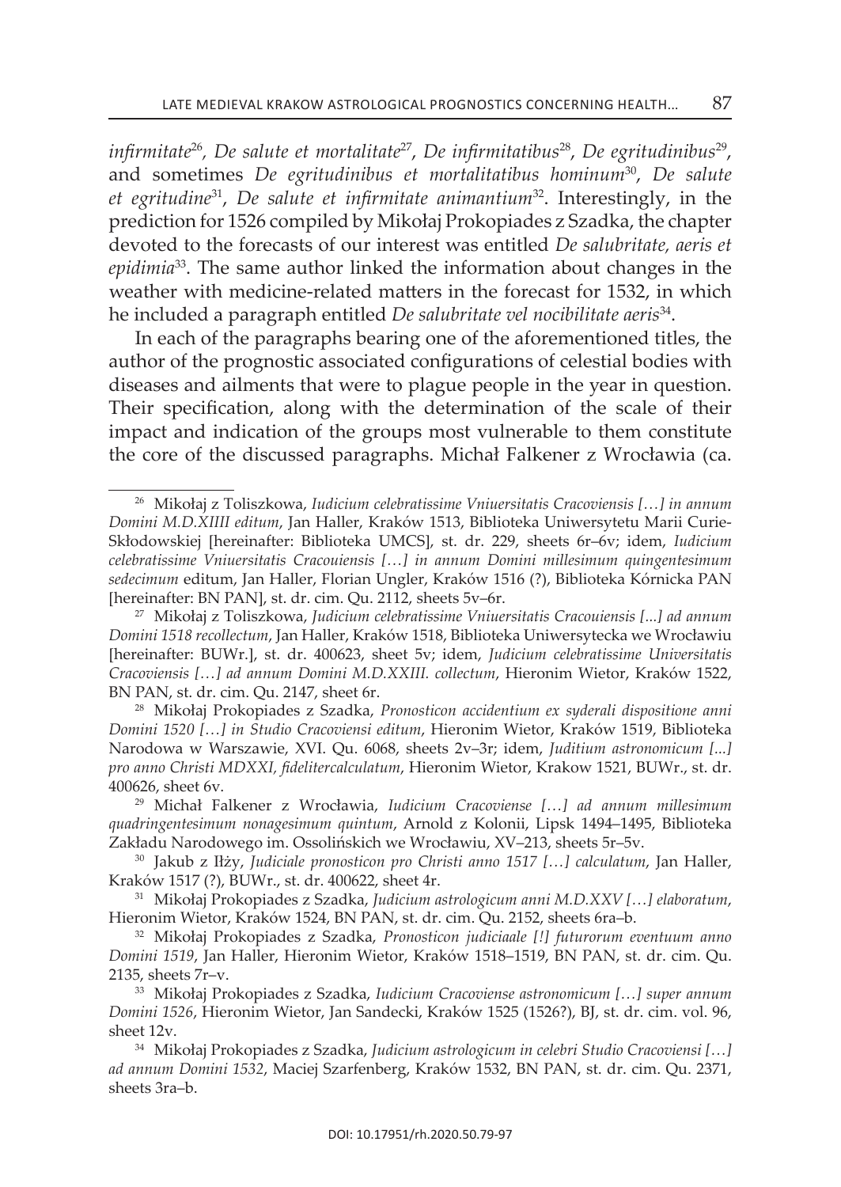*infirmitate*[26], *De salute et mortalitate*[27], *De infirmitatibus*[28], *De egritudinibus*[29], and sometimes *De egritudinibus et mortalitatibus hominum*[30], *De salute et egritudine*[31], *De salute et infirmitate animantium*[32]. Interestingly, in the prediction for 1526 compiled by Mikołaj Prokopiades z Szadka, the chapter devoted to the forecasts of our interest was entitled *De salubritate, aeris et epidimia*[33]. The same author linked the information about changes in the weather with medicine-related matters in the forecast for 1532, in which he included a paragraph entitled *De salubritate vel nocibilitate aeris*[34].

In each of the paragraphs bearing one of the aforementioned titles, the author of the prognostic associated configurations of celestial bodies with diseases and ailments that were to plague people in the year in question. Their specification, along with the determination of the scale of their impact and indication of the groups most vulnerable to them constitute the core of the discussed paragraphs. Michał Falkener z Wrocławia (ca.

---

[26] Mikołaj z Toliszkowa, *Iudicium celebratissime Vniuersitatis Cracoviensis […] in annum Domini M.D.XIIII editum*, Jan Haller, Kraków 1513, Biblioteka Uniwersytetu Marii Curie-Skłodowskiej [hereinafter: Biblioteka UMCS], st. dr. 229, sheets 6r–6v; idem, *Iudicium celebratissime Vniuersitatis Cracouiensis […] in annum Domini millesimum quingentesimum sedecimum* editum, Jan Haller, Florian Ungler, Kraków 1516 (?), Biblioteka Kórnicka PAN [hereinafter: BN PAN], st. dr. cim. Qu. 2112, sheets 5v–6r.

[27] Mikołaj z Toliszkowa, *Judicium celebratissime Vniuersitatis Cracouiensis [...] ad annum Domini 1518 recollectum*, Jan Haller, Kraków 1518, Biblioteka Uniwersytecka we Wrocławiu [hereinafter: BUWr.], st. dr. 400623, sheet 5v; idem, *Judicium celebratissime Universitatis Cracoviensis […] ad annum Domini M.D.XXIII. collectum*, Hieronim Wietor, Kraków 1522, BN PAN, st. dr. cim. Qu. 2147, sheet 6r.

[28] Mikołaj Prokopiades z Szadka, *Pronosticon accidentium ex syderali dispositione anni Domini 1520 […] in Studio Cracoviensi editum*, Hieronim Wietor, Kraków 1519, Biblioteka Narodowa w Warszawie, XVI. Qu. 6068, sheets 2v–3r; idem, *Juditium astronomicum [...] pro anno Christi MDXXI, fidelitercalculatum*, Hieronim Wietor, Krakow 1521, BUWr., st. dr. 400626, sheet 6v.

[29] Michał Falkener z Wrocławia, *Iudicium Cracoviense […] ad annum millesimum quadringentesimum nonagesimum quintum*, Arnold z Kolonii, Lipsk 1494–1495, Biblioteka Zakładu Narodowego im. Ossolińskich we Wrocławiu, XV–213, sheets 5r–5v.

[30] Jakub z Iłży, *Judiciale pronosticon pro Christi anno 1517 […] calculatum*, Jan Haller, Kraków 1517 (?), BUWr., st. dr. 400622, sheet 4r.

[31] Mikołaj Prokopiades z Szadka, *Judicium astrologicum anni M.D.XXV […] elaboratum*, Hieronim Wietor, Kraków 1524, BN PAN, st. dr. cim. Qu. 2152, sheets 6ra–b.

[32] Mikołaj Prokopiades z Szadka, *Pronosticon judiciaale [!] futurorum eventuum anno Domini 1519*, Jan Haller, Hieronim Wietor, Kraków 1518–1519, BN PAN, st. dr. cim. Qu. 2135, sheets 7r–v.

[33] Mikołaj Prokopiades z Szadka, *Iudicium Cracoviense astronomicum […] super annum Domini 1526*, Hieronim Wietor, Jan Sandecki, Kraków 1525 (1526?), BJ, st. dr. cim. vol. 96, sheet 12v.

[34] Mikołaj Prokopiades z Szadka, *Judicium astrologicum in celebri Studio Cracoviensi […] ad annum Domini 1532*, Maciej Szarfenberg, Kraków 1532, BN PAN, st. dr. cim. Qu. 2371, sheets 3ra–b.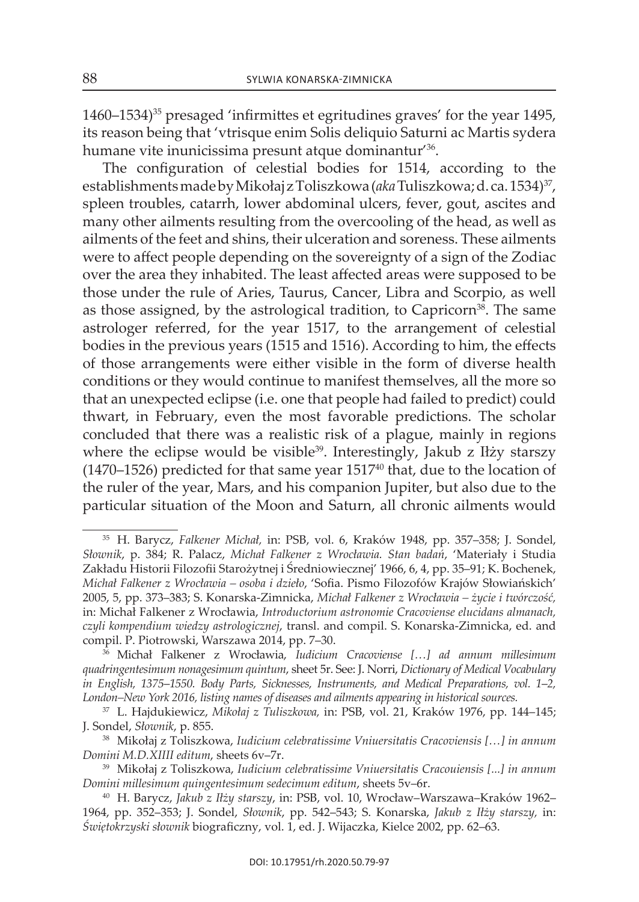1460–1534)[35] presaged 'infirmittes et egritudines graves' for the year 1495, its reason being that 'vtrisque enim Solis deliquio Saturni ac Martis sydera humane vite inunicissima presunt atque dominantur'[36].

The configuration of celestial bodies for 1514, according to the establishments made by Mikołaj z Toliszkowa (*aka* Tuliszkowa; d. ca. 1534)[37], spleen troubles, catarrh, lower abdominal ulcers, fever, gout, ascites and many other ailments resulting from the overcooling of the head, as well as ailments of the feet and shins, their ulceration and soreness. These ailments were to affect people depending on the sovereignty of a sign of the Zodiac over the area they inhabited. The least affected areas were supposed to be those under the rule of Aries, Taurus, Cancer, Libra and Scorpio, as well as those assigned, by the astrological tradition, to Capricorn[38]. The same astrologer referred, for the year 1517, to the arrangement of celestial bodies in the previous years (1515 and 1516). According to him, the effects of those arrangements were either visible in the form of diverse health conditions or they would continue to manifest themselves, all the more so that an unexpected eclipse (i.e. one that people had failed to predict) could thwart, in February, even the most favorable predictions. The scholar concluded that there was a realistic risk of a plague, mainly in regions where the eclipse would be visible[39]. Interestingly, Jakub z Iłży starszy (1470–1526) predicted for that same year 1517[40] that, due to the location of the ruler of the year, Mars, and his companion Jupiter, but also due to the particular situation of the Moon and Saturn, all chronic ailments would

---

[35] H. Barycz, *Falkener Michał,* in: PSB, vol. 6, Kraków 1948, pp. 357–358; J. Sondel, *Słownik*, p. 384; R. Palacz, *Michał Falkener z Wrocławia. Stan badań*, 'Materiały i Studia Zakładu Historii Filozofii Starożytnej i Średniowiecznej' 1966, 6, 4, pp. 35–91; K. Bochenek, *Michał Falkener z Wrocławia – osoba i dzieło,* 'Sofia. Pismo Filozofów Krajów Słowiańskich' 2005, 5, pp. 373–383; S. Konarska-Zimnicka, *Michał Falkener z Wrocławia – życie i twórczość,* in: Michał Falkener z Wrocławia, *Introductorium astronomie Cracoviense elucidans almanach, czyli kompendium wiedzy astrologicznej*, transl. and compil. S. Konarska-Zimnicka, ed. and compil. P. Piotrowski, Warszawa 2014, pp. 7–30.

[36] Michał Falkener z Wrocławia, *Iudicium Cracoviense […] ad annum millesimum quadringentesimum nonagesimum quintum*, sheet 5r. See: J. Norri, *Dictionary of Medical Vocabulary in English, 1375–1550. Body Parts, Sicknesses, Instruments, and Medical Preparations, vol. 1–2, London–New York 2016, listing names of diseases and ailments appearing in historical sources.*

[37] L. Hajdukiewicz, *Mikołaj z Tuliszkowa,* in: PSB, vol. 21, Kraków 1976, pp. 144–145; J. Sondel, *Słownik*, p. 855.

[38] Mikołaj z Toliszkowa, *Iudicium celebratissime Vniuersitatis Cracoviensis […] in annum Domini M.D.XIIII editum*, sheets 6v–7r.

[39] Mikołaj z Toliszkowa, *Iudicium celebratissime Vniuersitatis Cracouiensis [...] in annum Domini millesimum quingentesimum sedecimum editum*, sheets 5v–6r.

[40] H. Barycz, *Jakub z Iłży starszy*, in: PSB, vol. 10, Wrocław–Warszawa–Kraków 1962–1964, pp. 352–353; J. Sondel, *Słownik*, pp. 542–543; S. Konarska, *Jakub z Iłży starszy,* in: *Świętokrzyski słownik* biograficzny, vol. 1, ed. J. Wijaczka, Kielce 2002, pp. 62–63.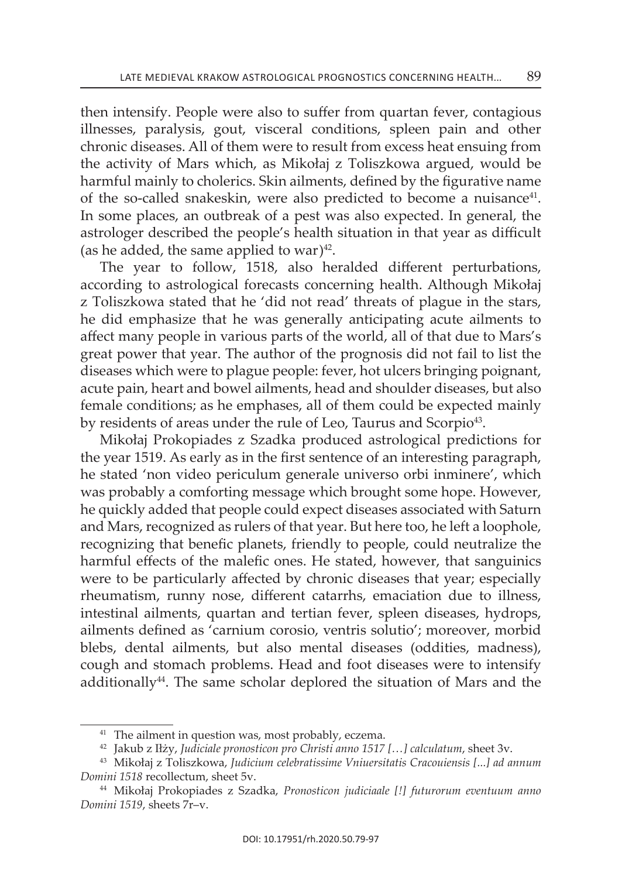then intensify. People were also to suffer from quartan fever, contagious illnesses, paralysis, gout, visceral conditions, spleen pain and other chronic diseases. All of them were to result from excess heat ensuing from the activity of Mars which, as Mikołaj z Toliszkowa argued, would be harmful mainly to cholerics. Skin ailments, defined by the figurative name of the so-called snakeskin, were also predicted to become a nuisance[41]. In some places, an outbreak of a pest was also expected. In general, the astrologer described the people's health situation in that year as difficult (as he added, the same applied to war)[42].

The year to follow, 1518, also heralded different perturbations, according to astrological forecasts concerning health. Although Mikołaj z Toliszkowa stated that he 'did not read' threats of plague in the stars, he did emphasize that he was generally anticipating acute ailments to affect many people in various parts of the world, all of that due to Mars's great power that year. The author of the prognosis did not fail to list the diseases which were to plague people: fever, hot ulcers bringing poignant, acute pain, heart and bowel ailments, head and shoulder diseases, but also female conditions; as he emphases, all of them could be expected mainly by residents of areas under the rule of Leo, Taurus and Scorpio[43].

Mikołaj Prokopiades z Szadka produced astrological predictions for the year 1519. As early as in the first sentence of an interesting paragraph, he stated 'non video periculum generale universo orbi inminere', which was probably a comforting message which brought some hope. However, he quickly added that people could expect diseases associated with Saturn and Mars, recognized as rulers of that year. But here too, he left a loophole, recognizing that benefic planets, friendly to people, could neutralize the harmful effects of the malefic ones. He stated, however, that sanguinics were to be particularly affected by chronic diseases that year; especially rheumatism, runny nose, different catarrhs, emaciation due to illness, intestinal ailments, quartan and tertian fever, spleen diseases, hydrops, ailments defined as 'carnium corosio, ventris solutio'; moreover, morbid blebs, dental ailments, but also mental diseases (oddities, madness), cough and stomach problems. Head and foot diseases were to intensify additionally[44]. The same scholar deplored the situation of Mars and the

---

[41] The ailment in question was, most probably, eczema.

[42] Jakub z Iłży, *Judiciale pronosticon pro Christi anno 1517 […] calculatum*, sheet 3v.

[43] Mikołaj z Toliszkowa, *Judicium celebratissime Vniuersitatis Cracouiensis [...] ad annum Domini 1518* recollectum, sheet 5v.

[44] Mikołaj Prokopiades z Szadka, *Pronosticon judiciaale [!] futurorum eventuum anno Domini 1519*, sheets 7r–v.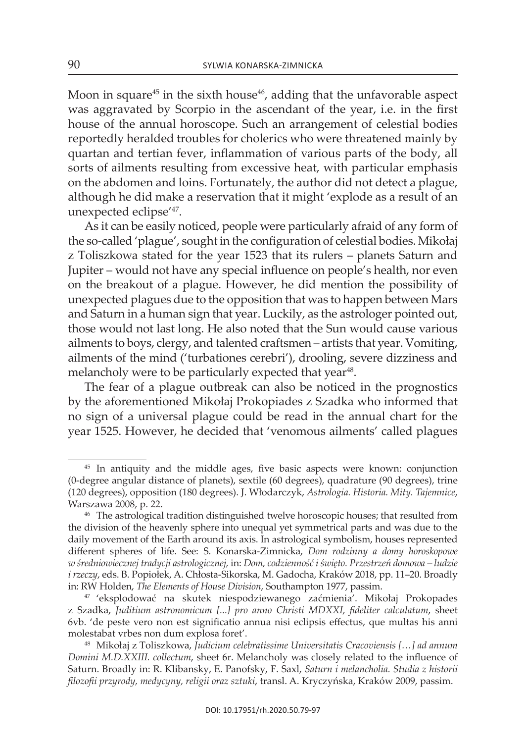Moon in square[45] in the sixth house[46], adding that the unfavorable aspect was aggravated by Scorpio in the ascendant of the year, i.e. in the first house of the annual horoscope. Such an arrangement of celestial bodies reportedly heralded troubles for cholerics who were threatened mainly by quartan and tertian fever, inflammation of various parts of the body, all sorts of ailments resulting from excessive heat, with particular emphasis on the abdomen and loins. Fortunately, the author did not detect a plague, although he did make a reservation that it might 'explode as a result of an unexpected eclipse'[47].

As it can be easily noticed, people were particularly afraid of any form of the so-called 'plague', sought in the configuration of celestial bodies. Mikołaj z Toliszkowa stated for the year 1523 that its rulers – planets Saturn and Jupiter – would not have any special influence on people's health, nor even on the breakout of a plague. However, he did mention the possibility of unexpected plagues due to the opposition that was to happen between Mars and Saturn in a human sign that year. Luckily, as the astrologer pointed out, those would not last long. He also noted that the Sun would cause various ailments to boys, clergy, and talented craftsmen – artists that year. Vomiting, ailments of the mind ('turbationes cerebri'), drooling, severe dizziness and melancholy were to be particularly expected that year[48].

The fear of a plague outbreak can also be noticed in the prognostics by the aforementioned Mikołaj Prokopiades z Szadka who informed that no sign of a universal plague could be read in the annual chart for the year 1525. However, he decided that 'venomous ailments' called plagues

---

[45] In antiquity and the middle ages, five basic aspects were known: conjunction (0-degree angular distance of planets), sextile (60 degrees), quadrature (90 degrees), trine (120 degrees), opposition (180 degrees). J. Włodarczyk, *Astrologia. Historia. Mity. Tajemnice*, Warszawa 2008, p. 22.

[46] The astrological tradition distinguished twelve horoscopic houses; that resulted from the division of the heavenly sphere into unequal yet symmetrical parts and was due to the daily movement of the Earth around its axis. In astrological symbolism, houses represented different spheres of life. See: S. Konarska-Zimnicka, *Dom rodzinny a domy horoskopowe w średniowiecznej tradycji astrologicznej,* in: *Dom, codzienność i święto. Przestrzeń domowa – ludzie i rzeczy*, eds. B. Popiołek, A. Chłosta-Sikorska, M. Gadocha, Kraków 2018, pp. 11–20. Broadly in: RW Holden, *The Elements of House Division*, Southampton 1977, passim.

[47] 'eksplodować na skutek niespodziewanego zaćmienia'. Mikołaj Prokopades z Szadka, *Juditium astronomicum [...] pro anno Christi MDXXI, fideliter calculatum*, sheet 6vb. 'de peste vero non est significatio annua nisi eclipsis effectus, que multas his anni molestabat vrbes non dum explosa foret'.

[48] Mikołaj z Toliszkowa, *Judicium celebratissime Universitatis Cracoviensis […] ad annum Domini M.D.XXIII. collectum*, sheet 6r. Melancholy was closely related to the influence of Saturn. Broadly in: R. Klibansky, E. Panofsky, F. Saxl, *Saturn i melancholia. Studia z historii filozofii przyrody, medycyny, religii oraz sztuki*, transl. A. Kryczyńska, Kraków 2009, passim.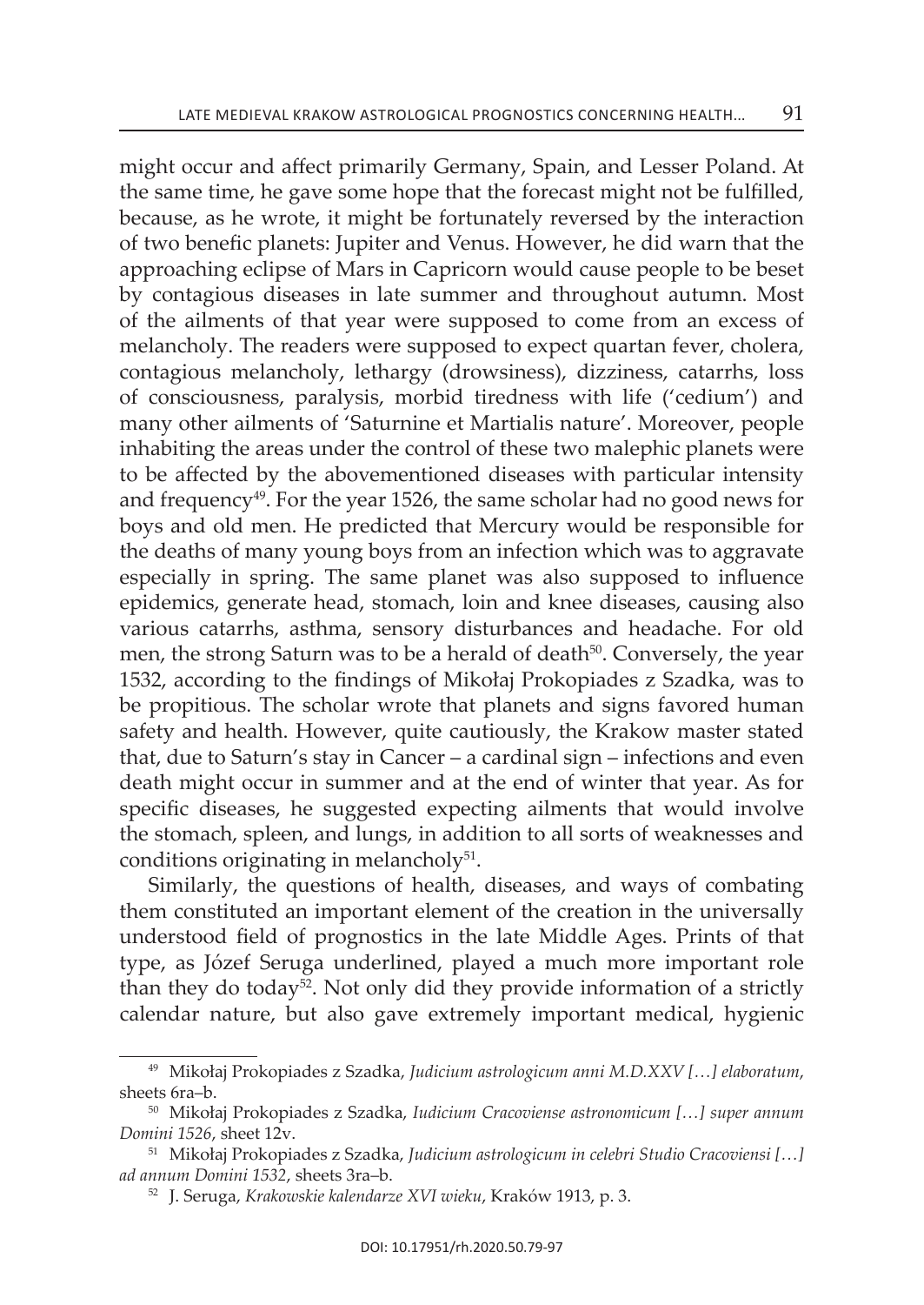might occur and affect primarily Germany, Spain, and Lesser Poland. At the same time, he gave some hope that the forecast might not be fulfilled, because, as he wrote, it might be fortunately reversed by the interaction of two benefic planets: Jupiter and Venus. However, he did warn that the approaching eclipse of Mars in Capricorn would cause people to be beset by contagious diseases in late summer and throughout autumn. Most of the ailments of that year were supposed to come from an excess of melancholy. The readers were supposed to expect quartan fever, cholera, contagious melancholy, lethargy (drowsiness), dizziness, catarrhs, loss of consciousness, paralysis, morbid tiredness with life ('cedium') and many other ailments of 'Saturnine et Martialis nature'. Moreover, people inhabiting the areas under the control of these two malephic planets were to be affected by the abovementioned diseases with particular intensity and frequency[49]. For the year 1526, the same scholar had no good news for boys and old men. He predicted that Mercury would be responsible for the deaths of many young boys from an infection which was to aggravate especially in spring. The same planet was also supposed to influence epidemics, generate head, stomach, loin and knee diseases, causing also various catarrhs, asthma, sensory disturbances and headache. For old men, the strong Saturn was to be a herald of death[50]. Conversely, the year 1532, according to the findings of Mikołaj Prokopiades z Szadka, was to be propitious. The scholar wrote that planets and signs favored human safety and health. However, quite cautiously, the Krakow master stated that, due to Saturn's stay in Cancer – a cardinal sign – infections and even death might occur in summer and at the end of winter that year. As for specific diseases, he suggested expecting ailments that would involve the stomach, spleen, and lungs, in addition to all sorts of weaknesses and conditions originating in melancholy[51].

Similarly, the questions of health, diseases, and ways of combating them constituted an important element of the creation in the universally understood field of prognostics in the late Middle Ages. Prints of that type, as Józef Seruga underlined, played a much more important role than they do today[52]. Not only did they provide information of a strictly calendar nature, but also gave extremely important medical, hygienic

---

[49] Mikołaj Prokopiades z Szadka, *Judicium astrologicum anni M.D.XXV […] elaboratum*, sheets 6ra–b.

[50] Mikołaj Prokopiades z Szadka, *Iudicium Cracoviense astronomicum […] super annum Domini 1526*, sheet 12v.

[51] Mikołaj Prokopiades z Szadka, *Judicium astrologicum in celebri Studio Cracoviensi […] ad annum Domini 1532*, sheets 3ra–b.

[52] J. Seruga, *Krakowskie kalendarze XVI wieku*, Kraków 1913, p. 3.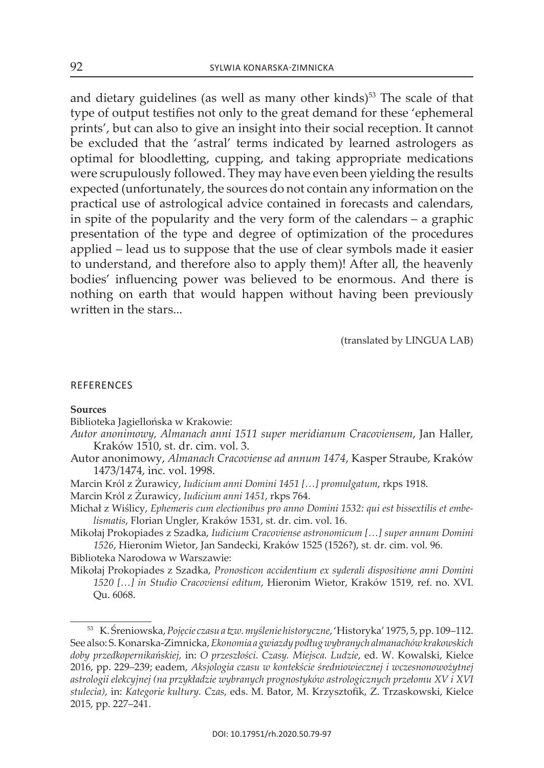and dietary guidelines (as well as many other kinds)[53] The scale of that type of output testifies not only to the great demand for these 'ephemeral prints', but can also to give an insight into their social reception. It cannot be excluded that the 'astral' terms indicated by learned astrologers as optimal for bloodletting, cupping, and taking appropriate medications were scrupulously followed. They may have even been yielding the results expected (unfortunately, the sources do not contain any information on the practical use of astrological advice contained in forecasts and calendars, in spite of the popularity and the very form of the calendars – a graphic presentation of the type and degree of optimization of the procedures applied – lead us to suppose that the use of clear symbols made it easier to understand, and therefore also to apply them)! After all, the heavenly bodies' influencing power was believed to be enormous. And there is nothing on earth that would happen without having been previously written in the stars...

(translated by LINGUA LAB)

## REFERENCES

**Sources**

Biblioteka Jagiellońska w Krakowie:

*Autor anonimowy, Almanach anni 1511 super meridianum Cracoviensem*, Jan Haller, Kraków 1510, st. dr. cim. vol. 3.

Autor anonimowy, *Almanach Cracoviense ad annum 1474*, Kasper Straube, Kraków 1473/1474, inc. vol. 1998.

Marcin Król z Żurawicy, *Iudicium anni Domini 1451 […] promulgatum*, rkps 1918.

Marcin Król z Żurawicy, *Iudicium anni 1451*, rkps 764.

Michał z Wiślicy, *Ephemeris cum electionibus pro anno Domini 1532: qui est bissextilis et embelismatis*, Florian Ungler, Kraków 1531, st. dr. cim. vol. 16.

Mikołaj Prokopiades z Szadka, *Iudicium Cracoviense astronomicum […] super annum Domini 1526*, Hieronim Wietor, Jan Sandecki, Kraków 1525 (1526?), st. dr. cim. vol. 96.

Biblioteka Narodowa w Warszawie:

Mikołaj Prokopiades z Szadka, *Pronosticon accidentium ex syderali dispositione anni Domini 1520 […] in Studio Cracoviensi editum*, Hieronim Wietor, Kraków 1519, ref. no. XVI. Qu. 6068.

---

[53] K. Śreniowska, *Pojęcie czasu a tzw. myślenie historyczne*, 'Historyka' 1975, 5, pp. 109–112. See also: S. Konarska-Zimnicka, *Ekonomia a gwiazdy podług wybranych almanachów krakowskich doby przedkopernikańskiej,* in: *O przeszłości. Czasy. Miejsca. Ludzie*, ed. W. Kowalski, Kielce 2016, pp. 229–239; eadem, *Aksjologia czasu w kontekście średniowiecznej i wczesnonowożytnej astrologii elekcyjnej (na przykładzie wybranych prognostyków astrologicznych przełomu XV i XVI stulecia)*, in: *Kategorie kultury. Czas*, eds. M. Bator, M. Krzysztofik, Z. Trzaskowski, Kielce 2015, pp. 227–241.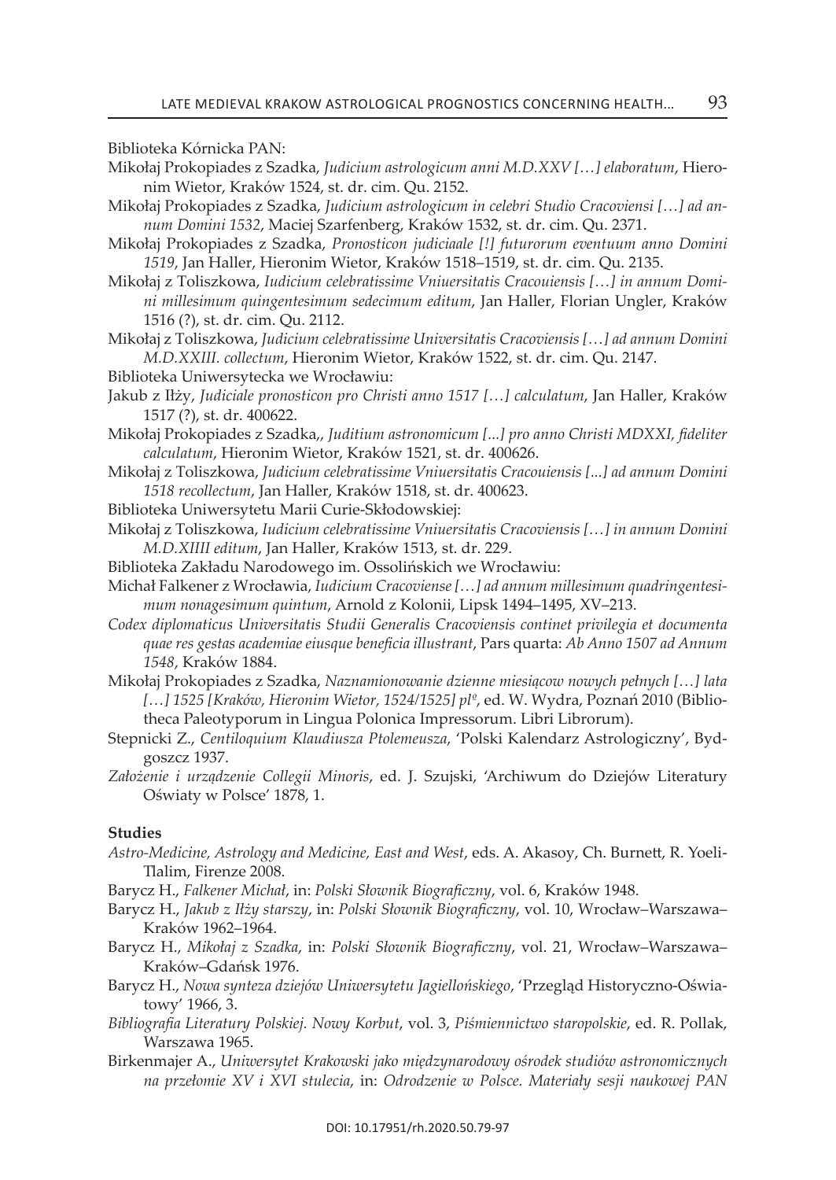Biblioteka Kórnicka PAN:

Mikołaj Prokopiades z Szadka, *Judicium astrologicum anni M.D.XXV […] elaboratum*, Hieronim Wietor, Kraków 1524, st. dr. cim. Qu. 2152.

Mikołaj Prokopiades z Szadka, *Judicium astrologicum in celebri Studio Cracoviensi […] ad annum Domini 1532*, Maciej Szarfenberg, Kraków 1532, st. dr. cim. Qu. 2371.

Mikołaj Prokopiades z Szadka, *Pronosticon judiciaale [!] futurorum eventuum anno Domini 1519*, Jan Haller, Hieronim Wietor, Kraków 1518–1519, st. dr. cim. Qu. 2135.

Mikołaj z Toliszkowa, *Iudicium celebratissime Vniuersitatis Cracouiensis […] in annum Domini millesimum quingentesimum sedecimum editum*, Jan Haller, Florian Ungler, Kraków 1516 (?), st. dr. cim. Qu. 2112.

Mikołaj z Toliszkowa, *Judicium celebratissime Universitatis Cracoviensis […] ad annum Domini M.D.XXIII. collectum*, Hieronim Wietor, Kraków 1522, st. dr. cim. Qu. 2147.

Biblioteka Uniwersytecka we Wrocławiu:

Jakub z Iłży, *Judiciale pronosticon pro Christi anno 1517 […] calculatum*, Jan Haller, Kraków 1517 (?), st. dr. 400622.

Mikołaj Prokopiades z Szadka,, *Juditium astronomicum [...] pro anno Christi MDXXI, fideliter calculatum*, Hieronim Wietor, Kraków 1521, st. dr. 400626.

Mikołaj z Toliszkowa, *Judicium celebratissime Vniuersitatis Cracouiensis [...] ad annum Domini 1518 recollectum*, Jan Haller, Kraków 1518, st. dr. 400623.

Biblioteka Uniwersytetu Marii Curie-Skłodowskiej:

Mikołaj z Toliszkowa, *Iudicium celebratissime Vniuersitatis Cracouiensis […] in annum Domini M.D.XIIII editum*, Jan Haller, Kraków 1513, st. dr. 229.

Biblioteka Zakładu Narodowego im. Ossolińskich we Wrocławiu:

Michał Falkener z Wrocławia, *Iudicium Cracoviense […] ad annum millesimum quadringentesimum nonagesimum quintum*, Arnold z Kolonii, Lipsk 1494–1495, XV–213.

*Codex diplomaticus Universitatis Studii Generalis Cracoviensis continet privilegia et documenta quae res gestas academiae eiusque beneficia illustrant*, Pars quarta: *Ab Anno 1507 ad Annum 1548*, Kraków 1884.

Mikołaj Prokopiades z Szadka, *Naznamionowanie dzienne miesiącow nowych pełnych […] lata […] 1525 [Kraków, Hieronim Wietor, 1524/1525] pl$^{o}$*, ed. W. Wydra, Poznań 2010 (Bibliotheca Paleotyporum in Lingua Polonica Impressorum. Libri Librorum).

Stepnicki Z., *Centiloquium Klaudiusza Ptolemeusza*, 'Polski Kalendarz Astrologiczny', Bydgoszcz 1937.

*Założenie i urządzenie Collegii Minoris*, ed. J. Szujski, 'Archiwum do Dziejów Literatury Oświaty w Polsce' 1878, 1.

**Studies**

*Astro-Medicine, Astrology and Medicine, East and West*, eds. A. Akasoy, Ch. Burnett, R. Yoeli-Tlalim, Firenze 2008.

Barycz H., *Falkener Michał*, in: *Polski Słownik Biograficzny*, vol. 6, Kraków 1948.

Barycz H., *Jakub z Iłży starszy*, in: *Polski Słownik Biograficzny*, vol. 10, Wrocław–Warszawa–Kraków 1962–1964.

Barycz H., *Mikołaj z Szadka*, in: *Polski Słownik Biograficzny*, vol. 21, Wrocław–Warszawa–Kraków–Gdańsk 1976.

Barycz H., *Nowa synteza dziejów Uniwersytetu Jagiellońskiego*, 'Przegląd Historyczno-Oświatowy' 1966, 3.

*Bibliografia Literatury Polskiej. Nowy Korbut*, vol. 3, *Piśmiennictwo staropolskie*, ed. R. Pollak, Warszawa 1965.

Birkenmajer A., *Uniwersytet Krakowski jako międzynarodowy ośrodek studiów astronomicznych na przełomie XV i XVI stulecia*, in: *Odrodzenie w Polsce. Materiały sesji naukowej PAN*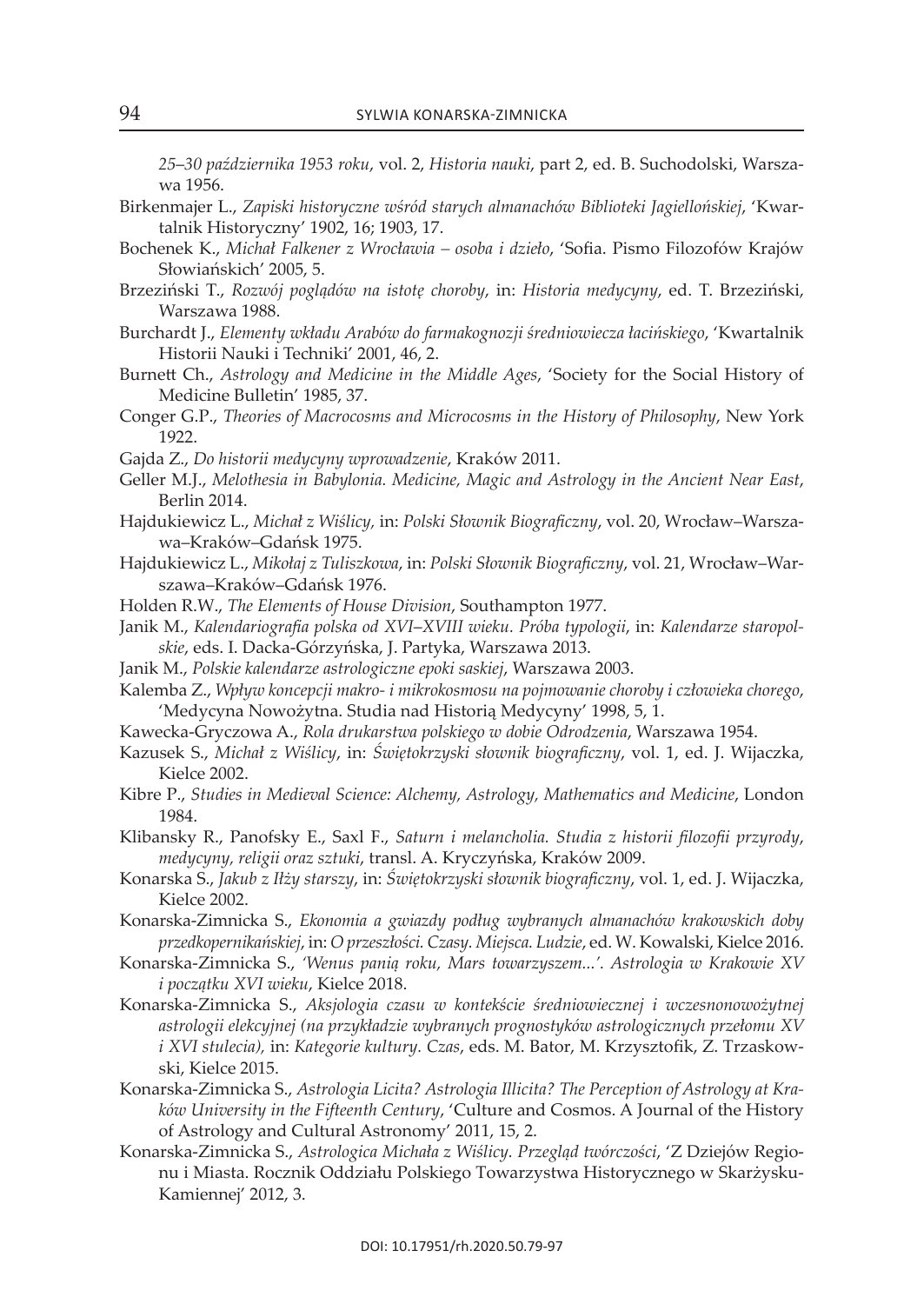*25–30 października 1953 roku*, vol. 2, *Historia nauki*, part 2, ed. B. Suchodolski, Warszawa 1956.

Birkenmajer L., *Zapiski historyczne wśród starych almanachów Biblioteki Jagiellońskiej*, 'Kwartalnik Historyczny' 1902, 16; 1903, 17.

Bochenek K., *Michał Falkener z Wrocławia – osoba i dzieło*, 'Sofia. Pismo Filozofów Krajów Słowiańskich' 2005, 5.

Brzeziński T., *Rozwój poglądów na istotę choroby*, in: *Historia medycyny*, ed. T. Brzeziński, Warszawa 1988.

Burchardt J., *Elementy wkładu Arabów do farmakognozji średniowiecza łacińskiego*, 'Kwartalnik Historii Nauki i Techniki' 2001, 46, 2.

Burnett Ch., *Astrology and Medicine in the Middle Ages*, 'Society for the Social History of Medicine Bulletin' 1985, 37.

Conger G.P., *Theories of Macrocosms and Microcosms in the History of Philosophy*, New York 1922.

Gajda Z., *Do historii medycyny wprowadzenie*, Kraków 2011.

Geller M.J., *Melothesia in Babylonia. Medicine, Magic and Astrology in the Ancient Near East*, Berlin 2014.

Hajdukiewicz L., *Michał z Wiślicy,* in: *Polski Słownik Biograficzny*, vol. 20, Wrocław–Warszawa–Kraków–Gdańsk 1975.

Hajdukiewicz L., *Mikołaj z Tuliszkowa*, in: *Polski Słownik Biograficzny*, vol. 21, Wrocław–Warszawa–Kraków–Gdańsk 1976.

Holden R.W., *The Elements of House Division*, Southampton 1977.

Janik M., *Kalendariografia polska od XVI–XVIII wieku. Próba typologii*, in: *Kalendarze staropolskie*, eds. I. Dacka-Górzyńska, J. Partyka, Warszawa 2013.

Janik M., *Polskie kalendarze astrologiczne epoki saskiej*, Warszawa 2003.

Kalemba Z., *Wpływ koncepcji makro- i mikrokosmosu na pojmowanie choroby i człowieka chorego*, 'Medycyna Nowożytna. Studia nad Historią Medycyny' 1998, 5, 1.

Kawecka-Gryczowa A., *Rola drukarstwa polskiego w dobie Odrodzenia*, Warszawa 1954.

Kazusek S., *Michał z Wiślicy*, in: *Świętokrzyski słownik biograficzny*, vol. 1, ed. J. Wijaczka, Kielce 2002.

Kibre P., *Studies in Medieval Science: Alchemy, Astrology, Mathematics and Medicine*, London 1984.

Klibansky R., Panofsky E., Saxl F., *Saturn i melancholia. Studia z historii filozofii przyrody, medycyny, religii oraz sztuki*, transl. A. Kryczyńska, Kraków 2009.

Konarska S., *Jakub z Iłży starszy*, in: *Świętokrzyski słownik biograficzny*, vol. 1, ed. J. Wijaczka, Kielce 2002.

Konarska-Zimnicka S., *Ekonomia a gwiazdy podług wybranych almanachów krakowskich doby przedkopernikańskiej*, in: *O przeszłości. Czasy. Miejsca. Ludzie*, ed. W. Kowalski, Kielce 2016.

Konarska-Zimnicka S., *'Wenus panią roku, Mars towarzyszem...'. Astrologia w Krakowie XV i początku XVI wieku*, Kielce 2018.

Konarska-Zimnicka S., *Aksjologia czasu w kontekście średniowiecznej i wczesnonowożytnej astrologii elekcyjnej (na przykładzie wybranych prognostyków astrologicznych przełomu XV i XVI stulecia),* in: *Kategorie kultury. Czas*, eds. M. Bator, M. Krzysztofik, Z. Trzaskowski, Kielce 2015.

Konarska-Zimnicka S., *Astrologia Licita? Astrologia Illicita? The Perception of Astrology at Kraków University in the Fifteenth Century*, 'Culture and Cosmos. A Journal of the History of Astrology and Cultural Astronomy' 2011, 15, 2.

Konarska-Zimnicka S., *Astrologica Michała z Wiślicy. Przegląd twórczości*, 'Z Dziejów Regionu i Miasta. Rocznik Oddziału Polskiego Towarzystwa Historycznego w Skarżysku-Kamiennej' 2012, 3.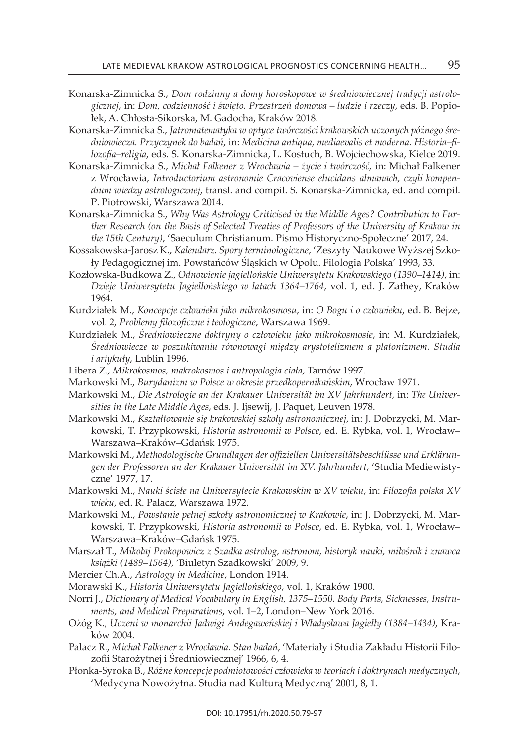Konarska-Zimnicka S., *Dom rodzinny a domy horoskopowe w średniowiecznej tradycji astrologicznej*, in: *Dom, codzienność i święto. Przestrzeń domowa – ludzie i rzeczy*, eds. B. Popiołek, A. Chłosta-Sikorska, M. Gadocha, Kraków 2018.

Konarska-Zimnicka S., *Jatromatematyka w optyce twórczości krakowskich uczonych późnego średniowiecza. Przyczynek do badań*, in: *Medicina antiqua, mediaevalis et moderna. Historia–filozofia–religia*, eds. S. Konarska-Zimnicka, L. Kostuch, B. Wojciechowska, Kielce 2019.

Konarska-Zimnicka S., *Michał Falkener z Wrocławia – życie i twórczość,* in: Michał Falkener z Wrocławia, *Introductorium astronomie Cracoviense elucidans almanach, czyli kompendium wiedzy astrologicznej*, transl. and compil. S. Konarska-Zimnicka, ed. and compil. P. Piotrowski, Warszawa 2014.

Konarska-Zimnicka S., *Why Was Astrology Criticised in the Middle Ages? Contribution to Further Research (on the Basis of Selected Treaties of Professors of the University of Krakow in the 15th Century)*, 'Saeculum Christianum. Pismo Historyczno-Społeczne' 2017, 24.

Kossakowska-Jarosz K., *Kalendarz. Spory terminologiczne*, 'Zeszyty Naukowe Wyższej Szkoły Pedagogicznej im. Powstańców Śląskich w Opolu. Filologia Polska' 1993, 33.

Kozłowska-Budkowa Z., *Odnowienie jagiellońskie Uniwersytetu Krakowskiego (1390–1414)*, in: *Dzieje Uniwersytetu Jagiellońskiego w latach 1364–1764*, vol. 1, ed. J. Zathey, Kraków 1964.

Kurdziałek M., *Koncepcje człowieka jako mikrokosmosu*, in: *O Bogu i o człowieku*, ed. B. Bejze, vol. 2, *Problemy filozoficzne i teologiczne*, Warszawa 1969.

Kurdziałek M., *Średniowieczne doktryny o człowieku jako mikrokosmosie*, in: M. Kurdziałek, *Średniowiecze w poszukiwaniu równowagi między arystotelizmem a platonizmem. Studia i artykuły*, Lublin 1996.

Libera Z., *Mikrokosmos, makrokosmos i antropologia ciała*, Tarnów 1997.

Markowski M., *Burydanizm w Polsce w okresie przedkopernikańskim*, Wrocław 1971.

Markowski M., *Die Astrologie an der Krakauer Universität im XV Jahrhundert,* in: *The Universities in the Late Middle Ages*, eds. J. Ijsewij, J. Paquet, Leuven 1978.

Markowski M., *Kształtowanie się krakowskiej szkoły astronomicznej*, in: J. Dobrzycki, M. Markowski, T. Przypkowski, *Historia astronomii w Polsce*, ed. E. Rybka, vol. 1, Wrocław–Warszawa–Kraków–Gdańsk 1975.

Markowski M., *Methodologische Grundlagen der offiziellen Universitätsbeschlüsse und Erklärungen der Professoren an der Krakauer Universität im XV. Jahrhundert*, 'Studia Mediewistyczne' 1977, 17.

Markowski M., *Nauki ścisłe na Uniwersytecie Krakowskim w XV wieku*, in: *Filozofia polska XV wieku*, ed. R. Palacz, Warszawa 1972.

Markowski M., *Powstanie pełnej szkoły astronomicznej w Krakowie*, in: J. Dobrzycki, M. Markowski, T. Przypkowski, *Historia astronomii w Polsce*, ed. E. Rybka, vol. 1, Wrocław–Warszawa–Kraków–Gdańsk 1975.

Marszał T., *Mikołaj Prokopowicz z Szadka astrolog, astronom, historyk nauki, miłośnik i znawca książki (1489–1564)*, 'Biuletyn Szadkowski' 2009, 9.

Mercier Ch.A., *Astrology in Medicine*, London 1914.

Morawski K., *Historia Uniwersytetu Jagiellońskiego*, vol. 1, Kraków 1900.

Norri J., *Dictionary of Medical Vocabulary in English, 1375–1550. Body Parts, Sicknesses, Instruments, and Medical Preparations*, vol. 1–2, London–New York 2016.

Ożóg K., *Uczeni w monarchii Jadwigi Andegaweńskiej i Władysława Jagiełły (1384–1434)*, Kraków 2004.

Palacz R., *Michał Falkener z Wrocławia. Stan badań*, 'Materiały i Studia Zakładu Historii Filozofii Starożytnej i Średniowiecznej' 1966, 6, 4.

Płonka-Syroka B., *Różne koncepcje podmiotowości człowieka w teoriach i doktrynach medycznych*, 'Medycyna Nowożytna. Studia nad Kulturą Medyczną' 2001, 8, 1.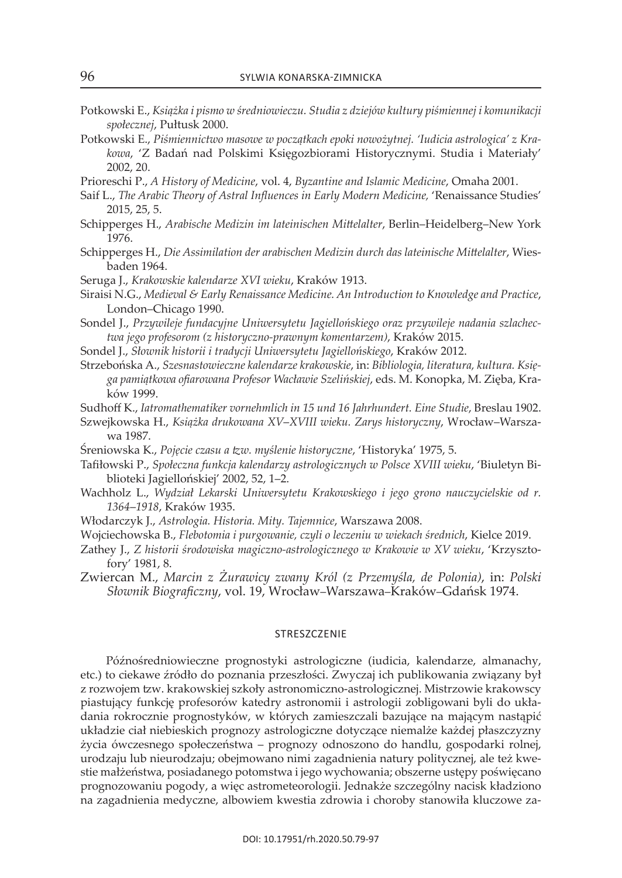Potkowski E., *Książka i pismo w średniowieczu. Studia z dziejów kultury piśmiennej i komunikacji społecznej*, Pułtusk 2000.

Potkowski E., *Piśmiennictwo masowe w początkach epoki nowożytnej. 'Iudicia astrologica' z Krakowa*, 'Z Badań nad Polskimi Księgozbiorami Historycznymi. Studia i Materiały' 2002, 20.

Prioreschi P., *A History of Medicine*, vol. 4, *Byzantine and Islamic Medicine*, Omaha 2001.

Saif L., *The Arabic Theory of Astral Influences in Early Modern Medicine,* 'Renaissance Studies' 2015, 25, 5.

Schipperges H., *Arabische Medizin im lateinischen Mittelalter*, Berlin–Heidelberg–New York 1976.

Schipperges H., *Die Assimilation der arabischen Medizin durch das lateinische Mittelalter*, Wiesbaden 1964.

Seruga J., *Krakowskie kalendarze XVI wieku*, Kraków 1913.

Siraisi N.G., *Medieval & Early Renaissance Medicine. An Introduction to Knowledge and Practice*, London–Chicago 1990.

Sondel J., *Przywileje fundacyjne Uniwersytetu Jagiellońskiego oraz przywileje nadania szlachectwa jego profesorom (z historyczno-prawnym komentarzem)*, Kraków 2015.

Sondel J., *Słownik historii i tradycji Uniwersytetu Jagiellońskiego*, Kraków 2012.

Strzebońska A., *Szesnastowieczne kalendarze krakowskie*, in: *Bibliologia, literatura, kultura. Księga pamiątkowa ofiarowana Profesor Wacławie Szelińskiej*, eds. M. Konopka, M. Zięba, Kraków 1999.

Sudhoff K., *Iatromathematiker vornehmlich in 15 und 16 Jahrhundert. Eine Studie*, Breslau 1902.

Szwejkowska H., *Książka drukowana XV–XVIII wieku. Zarys historyczny*, Wrocław–Warszawa 1987.

Śreniowska K., *Pojęcie czasu a tzw. myślenie historyczne*, 'Historyka' 1975, 5.

Tafiłowski P., *Społeczna funkcja kalendarzy astrologicznych w Polsce XVIII wieku*, 'Biuletyn Biblioteki Jagiellońskiej' 2002, 52, 1–2.

Wachholz L., *Wydział Lekarski Uniwersytetu Krakowskiego i jego grono nauczycielskie od r. 1364–1918*, Kraków 1935.

Włodarczyk J., *Astrologia. Historia. Mity. Tajemnice*, Warszawa 2008.

Wojciechowska B., *Flebotomia i purgowanie, czyli o leczeniu w wiekach średnich*, Kielce 2019.

Zathey J., *Z historii środowiska magiczno-astrologicznego w Krakowie w XV wieku*, 'Krzysztofory' 1981, 8.

Zwiercan M., *Marcin z Żurawicy zwany Król (z Przemyśla, de Polonia)*, in: *Polski Słownik Biograficzny*, vol. 19, Wrocław–Warszawa–Kraków–Gdańsk 1974.

## STRESZCZENIE

Późnośredniowieczne prognostyki astrologiczne (iudicia, kalendarze, almanachy, etc.) to ciekawe źródło do poznania przeszłości. Zwyczaj ich publikowania związany był z rozwojem tzw. krakowskiej szkoły astronomiczno-astrologicznej. Mistrzowie krakowscy piastujący funkcję profesorów katedry astronomii i astrologii zobligowani byli do układania rokrocznie prognostyków, w których zamieszczali bazujące na mającym nastąpić układzie ciał niebieskich prognozy astrologiczne dotyczące niemalże każdej płaszczyzny życia ówczesnego społeczeństwa – prognozy odnoszono do handlu, gospodarki rolnej, urodzaju lub nieurodzaju; obejmowano nimi zagadnienia natury politycznej, ale też kwestie małżeństwa, posiadanego potomstwa i jego wychowania; obszerne ustępy poświęcano prognozowaniu pogody, a więc astrometeorologii. Jednakże szczególny nacisk kładziono na zagadnienia medyczne, albowiem kwestia zdrowia i choroby stanowiła kluczowe za-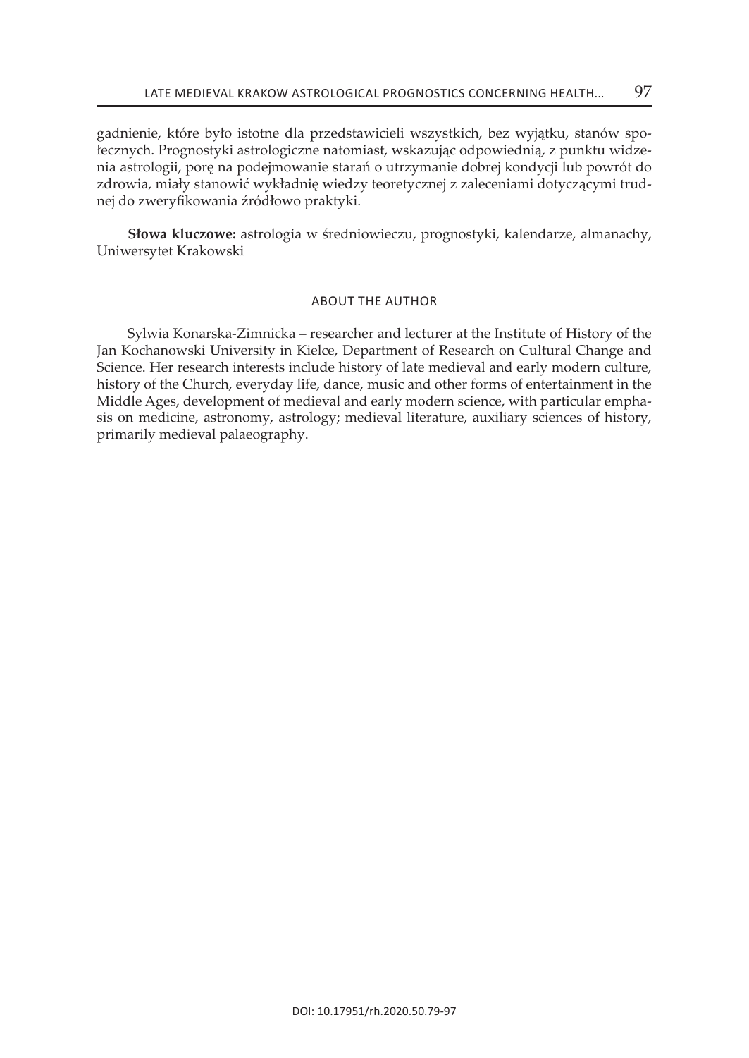gadnienie, które było istotne dla przedstawicieli wszystkich, bez wyjątku, stanów społecznych. Prognostyki astrologiczne natomiast, wskazując odpowiednią, z punktu widzenia astrologii, porę na podejmowanie starań o utrzymanie dobrej kondycji lub powrót do zdrowia, miały stanowić wykładnię wiedzy teoretycznej z zaleceniami dotyczącymi trudnej do zweryfikowania źródłowo praktyki.

**Słowa kluczowe:** astrologia w średniowieczu, prognostyki, kalendarze, almanachy, Uniwersytet Krakowski

## ABOUT THE AUTHOR

Sylwia Konarska-Zimnicka – researcher and lecturer at the Institute of History of the Jan Kochanowski University in Kielce, Department of Research on Cultural Change and Science. Her research interests include history of late medieval and early modern culture, history of the Church, everyday life, dance, music and other forms of entertainment in the Middle Ages, development of medieval and early modern science, with particular emphasis on medicine, astronomy, astrology; medieval literature, auxiliary sciences of history, primarily medieval palaeography.

DOI: 10.17951/rh.2020.50.79-97